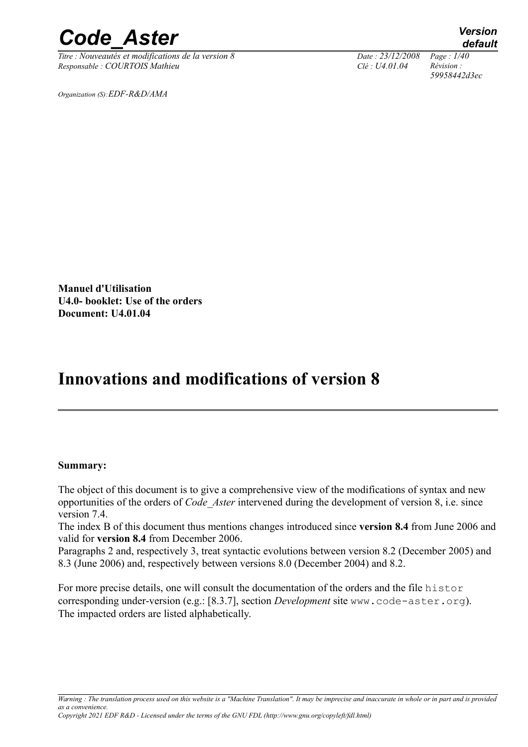*Organization (S):EDF-R&D/AMA*

**Manuel d'Utilisation**
**U4.0- booklet: Use of the orders**
**Document: U4.01.04**

# Innovations and modifications of version 8

**Summary:**

The object of this document is to give a comprehensive view of the modifications of syntax and new opportunities of the orders of *Code_Aster* intervened during the development of version 8, i.e. since version 7.4.

The index B of this document thus mentions changes introduced since **version 8.4** from June 2006 and valid for **version 8.4** from December 2006.

Paragraphs 2 and, respectively 3, treat syntactic evolutions between version 8.2 (December 2005) and 8.3 (June 2006) and, respectively between versions 8.0 (December 2004) and 8.2.

For more precise details, one will consult the documentation of the orders and the file `histor` corresponding under-version (e.g.: [8.3.7], section *Development* site `www.code-aster.org`). The impacted orders are listed alphabetically.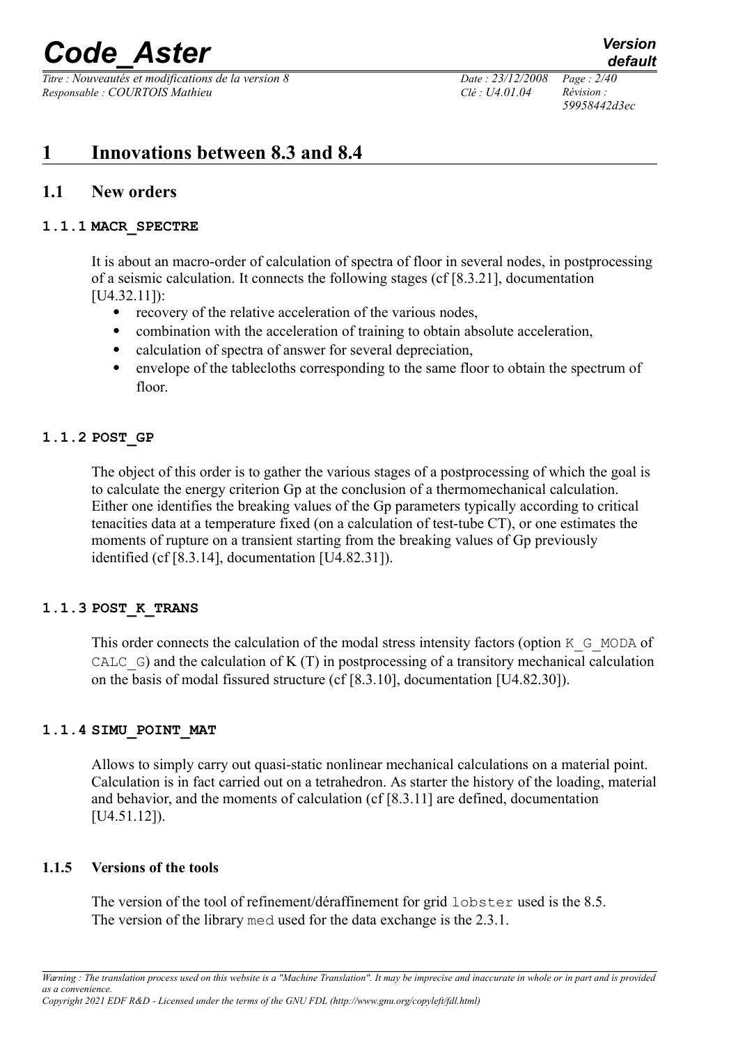# 1 Innovations between 8.3 and 8.4

## 1.1 New orders

### 1.1.1 MACR_SPECTRE

It is about an macro-order of calculation of spectra of floor in several nodes, in postprocessing of a seismic calculation. It connects the following stages (cf [8.3.21], documentation [U4.32.11]):

- recovery of the relative acceleration of the various nodes,
- combination with the acceleration of training to obtain absolute acceleration,
- calculation of spectra of answer for several depreciation,
- envelope of the tablecloths corresponding to the same floor to obtain the spectrum of floor.

### 1.1.2 POST_GP

The object of this order is to gather the various stages of a postprocessing of which the goal is to calculate the energy criterion Gp at the conclusion of a thermomechanical calculation. Either one identifies the breaking values of the Gp parameters typically according to critical tenacities data at a temperature fixed (on a calculation of test-tube CT), or one estimates the moments of rupture on a transient starting from the breaking values of Gp previously identified (cf [8.3.14], documentation [U4.82.31]).

### 1.1.3 POST_K_TRANS

This order connects the calculation of the modal stress intensity factors (option `K_G_MODA` of `CALC_G`) and the calculation of K (T) in postprocessing of a transitory mechanical calculation on the basis of modal fissured structure (cf [8.3.10], documentation [U4.82.30]).

### 1.1.4 SIMU_POINT_MAT

Allows to simply carry out quasi-static nonlinear mechanical calculations on a material point. Calculation is in fact carried out on a tetrahedron. As starter the history of the loading, material and behavior, and the moments of calculation (cf [8.3.11] are defined, documentation [U4.51.12]).

### 1.1.5 Versions of the tools

The version of the tool of refinement/déraffinement for grid `lobster` used is the 8.5.
The version of the library `med` used for the data exchange is the 2.3.1.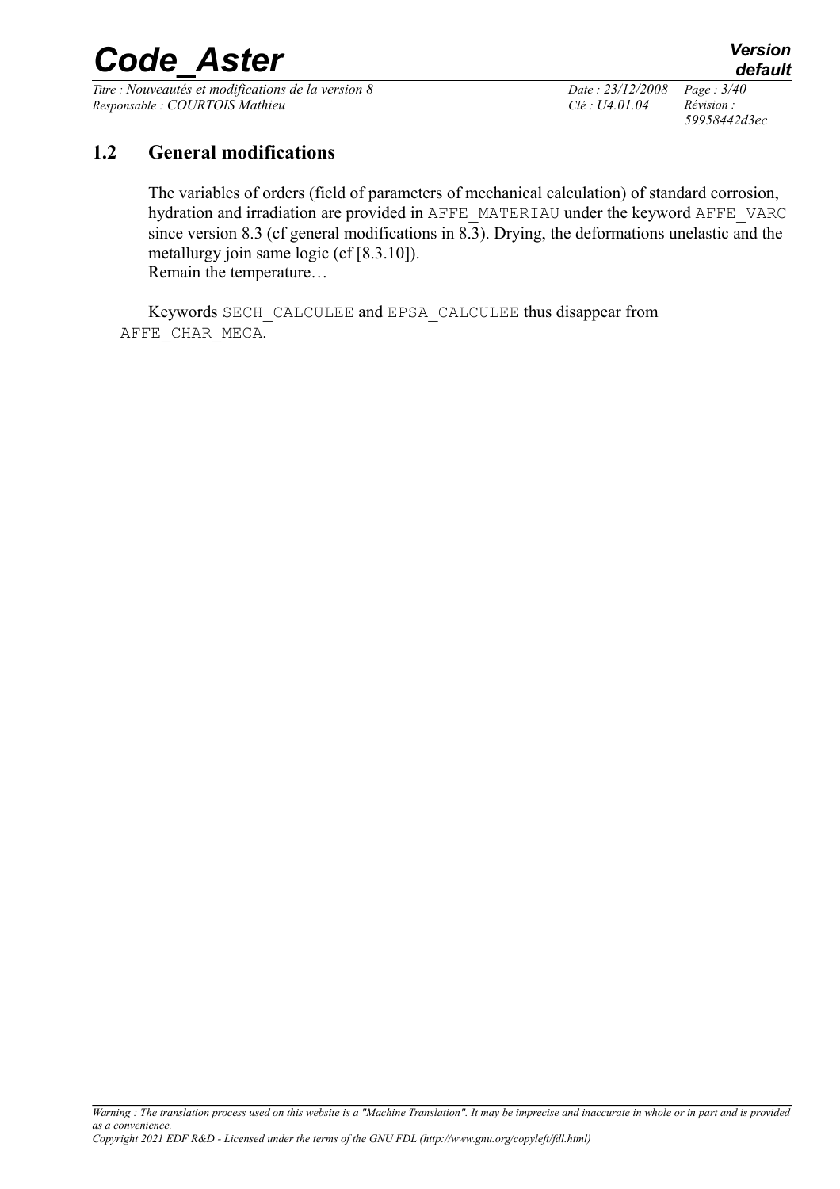## 1.2 General modifications

The variables of orders (field of parameters of mechanical calculation) of standard corrosion, hydration and irradiation are provided in AFFE_MATERIAU under the keyword AFFE_VARC since version 8.3 (cf general modifications in 8.3). Drying, the deformations unelastic and the metallurgy join same logic (cf [8.3.10]).
Remain the temperature…

Keywords SECH_CALCULEE and EPSA_CALCULEE thus disappear from AFFE_CHAR_MECA.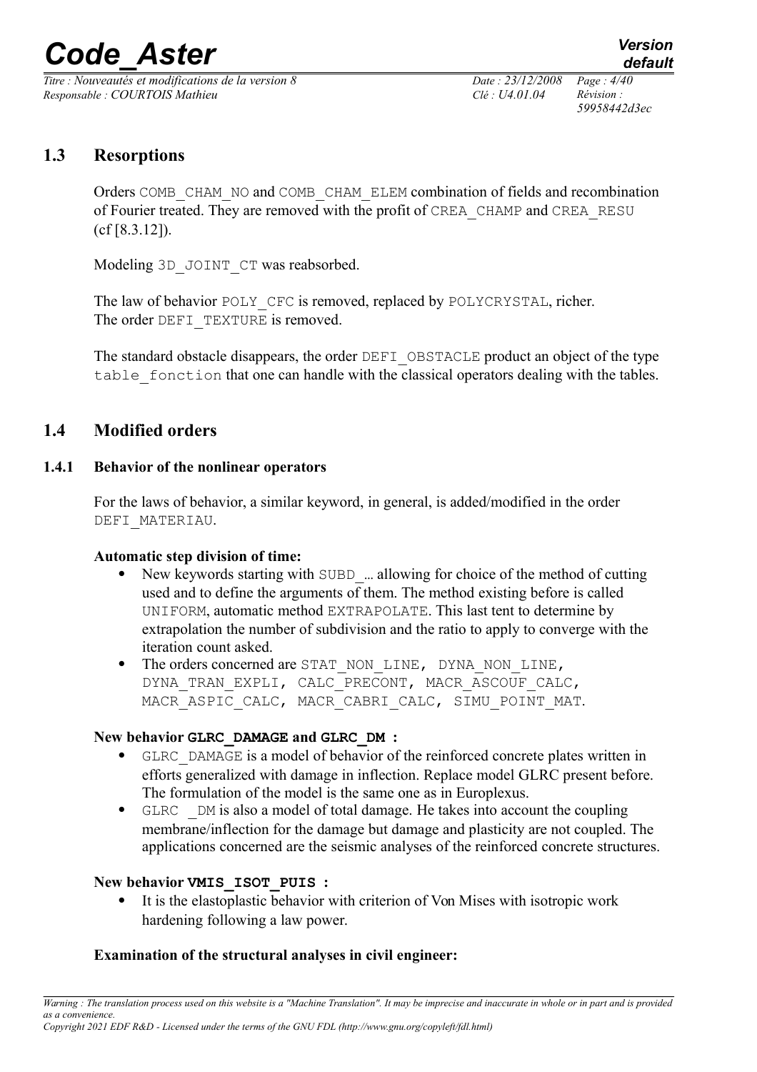## 1.3 Resorptions

Orders COMB_CHAM_NO and COMB_CHAM_ELEM combination of fields and recombination of Fourier treated. They are removed with the profit of CREA_CHAMP and CREA_RESU (cf [8.3.12]).

Modeling 3D_JOINT_CT was reabsorbed.

The law of behavior POLY_CFC is removed, replaced by POLYCRYSTAL, richer.
The order DEFI_TEXTURE is removed.

The standard obstacle disappears, the order DEFI_OBSTACLE product an object of the type table_fonction that one can handle with the classical operators dealing with the tables.

## 1.4 Modified orders

### 1.4.1 Behavior of the nonlinear operators

For the laws of behavior, a similar keyword, in general, is added/modified in the order DEFI_MATERIAU.

**Automatic step division of time:**

- New keywords starting with SUBD_… allowing for choice of the method of cutting used and to define the arguments of them. The method existing before is called UNIFORM, automatic method EXTRAPOLATE. This last tent to determine by extrapolation the number of subdivision and the ratio to apply to converge with the iteration count asked.
- The orders concerned are STAT_NON_LINE, DYNA_NON_LINE, DYNA_TRAN_EXPLI, CALC_PRECONT, MACR_ASCOUF_CALC, MACR_ASPIC_CALC, MACR_CABRI_CALC, SIMU_POINT_MAT.

**New behavior GLRC_DAMAGE and GLRC_DM :**

- GLRC_DAMAGE is a model of behavior of the reinforced concrete plates written in efforts generalized with damage in inflection. Replace model GLRC present before. The formulation of the model is the same one as in Europlexus.
- GLRC _DM is also a model of total damage. He takes into account the coupling membrane/inflection for the damage but damage and plasticity are not coupled. The applications concerned are the seismic analyses of the reinforced concrete structures.

**New behavior VMIS_ISOT_PUIS :**

- It is the elastoplastic behavior with criterion of Von Mises with isotropic work hardening following a law power.

**Examination of the structural analyses in civil engineer:**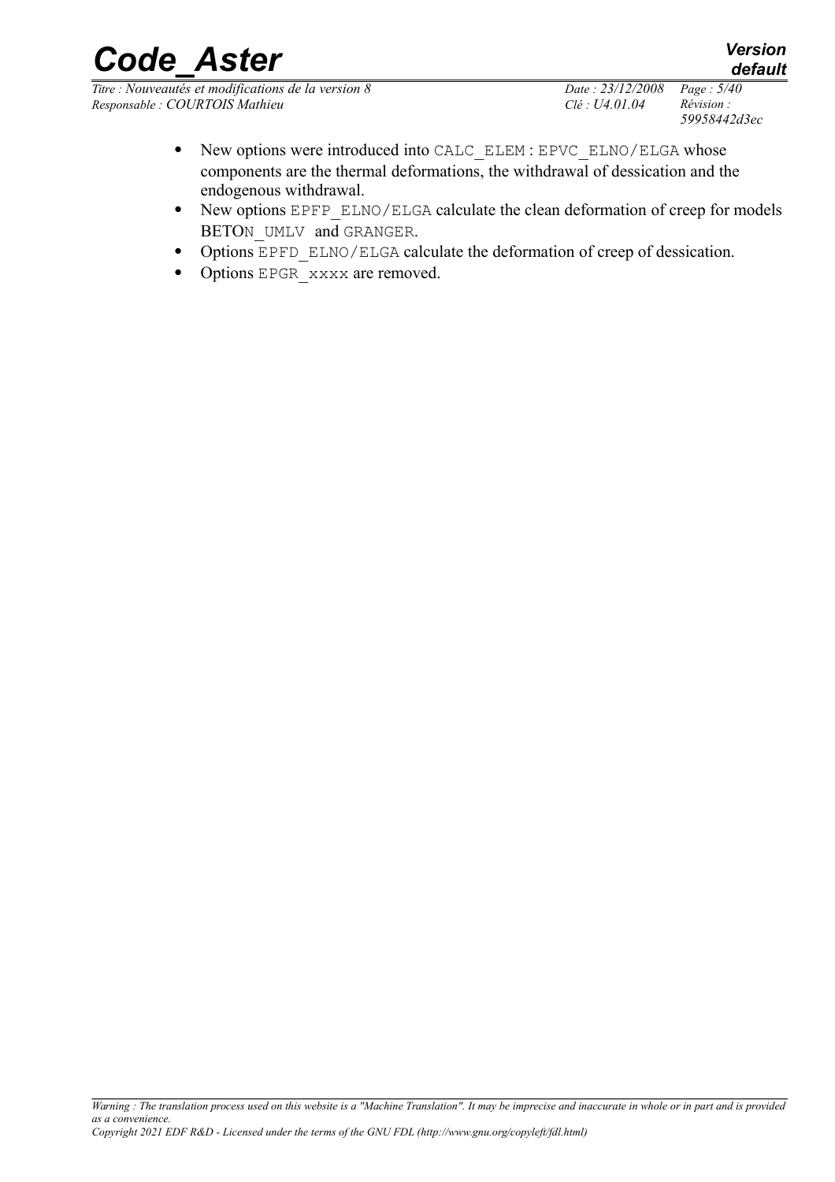- New options were introduced into CALC_ELEM : EPVC_ELNO/ELGA whose components are the thermal deformations, the withdrawal of dessication and the endogenous withdrawal.
- New options EPFP_ELNO/ELGA calculate the clean deformation of creep for models BETON_UMLV and GRANGER.
- Options EPFD_ELNO/ELGA calculate the deformation of creep of dessication.
- Options EPGR_xxxx are removed.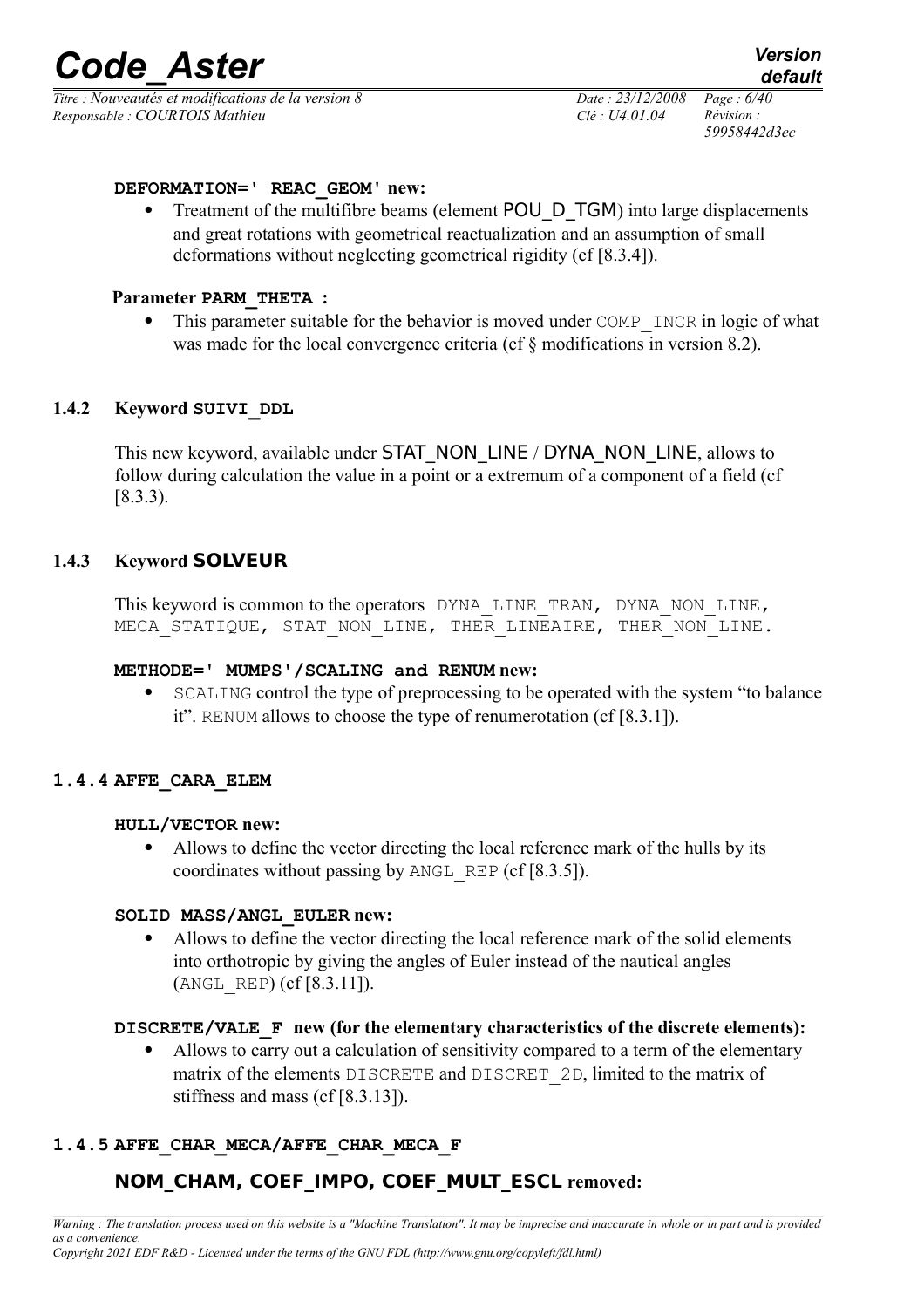**DEFORMATION=' REAC_GEOM' new:**

- Treatment of the multifibre beams (element POU_D_TGM) into large displacements and great rotations with geometrical reactualization and an assumption of small deformations without neglecting geometrical rigidity (cf [8.3.4]).

**Parameter PARM_THETA :**

- This parameter suitable for the behavior is moved under COMP_INCR in logic of what was made for the local convergence criteria (cf § modifications in version 8.2).

### 1.4.2 Keyword SUIVI_DDL

This new keyword, available under STAT_NON_LINE / DYNA_NON_LINE, allows to follow during calculation the value in a point or a extremum of a component of a field (cf [8.3.3).

### 1.4.3 Keyword SOLVEUR

This keyword is common to the operators DYNA_LINE_TRAN, DYNA_NON_LINE, MECA_STATIQUE, STAT_NON_LINE, THER_LINEAIRE, THER_NON_LINE.

**METHODE=' MUMPS'/SCALING and RENUM new:**

- SCALING control the type of preprocessing to be operated with the system "to balance it". RENUM allows to choose the type of renumerotation (cf [8.3.1]).

### 1.4.4 AFFE_CARA_ELEM

**HULL/VECTOR new:**

- Allows to define the vector directing the local reference mark of the hulls by its coordinates without passing by ANGL_REP (cf [8.3.5]).

**SOLID MASS/ANGL_EULER new:**

- Allows to define the vector directing the local reference mark of the solid elements into orthotropic by giving the angles of Euler instead of the nautical angles (ANGL_REP) (cf [8.3.11]).

**DISCRETE/VALE_F new (for the elementary characteristics of the discrete elements):**

- Allows to carry out a calculation of sensitivity compared to a term of the elementary matrix of the elements DISCRETE and DISCRET_2D, limited to the matrix of stiffness and mass (cf [8.3.13]).

### 1.4.5 AFFE_CHAR_MECA/AFFE_CHAR_MECA_F

**NOM_CHAM, COEF_IMPO, COEF_MULT_ESCL removed:**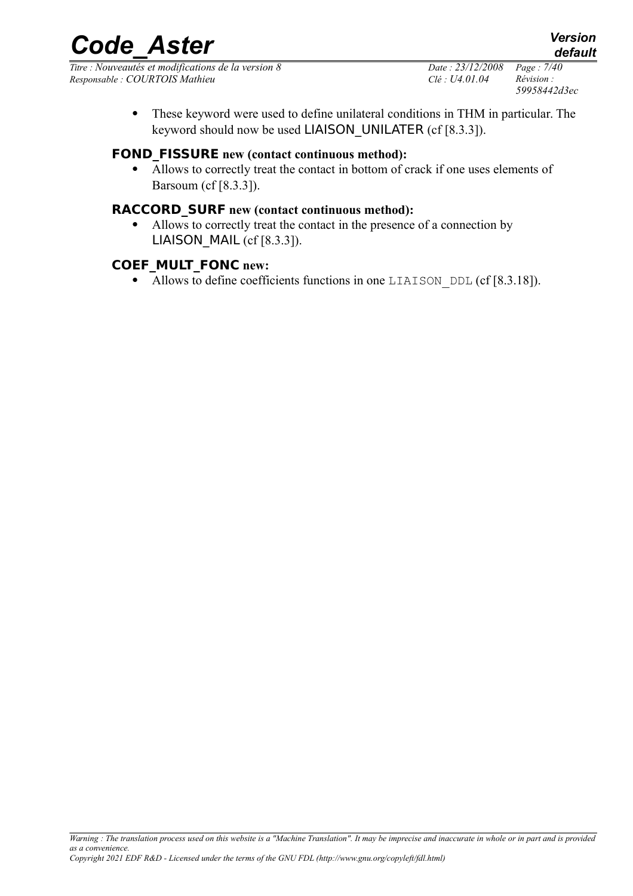- These keyword were used to define unilateral conditions in THM in particular. The keyword should now be used LIAISON_UNILATER (cf [8.3.3]).

**FOND_FISSURE new (contact continuous method):**

- Allows to correctly treat the contact in bottom of crack if one uses elements of Barsoum (cf [8.3.3]).

**RACCORD_SURF new (contact continuous method):**

- Allows to correctly treat the contact in the presence of a connection by LIAISON_MAIL (cf [8.3.3]).

**COEF_MULT_FONC new:**

- Allows to define coefficients functions in one LIAISON_DDL (cf [8.3.18]).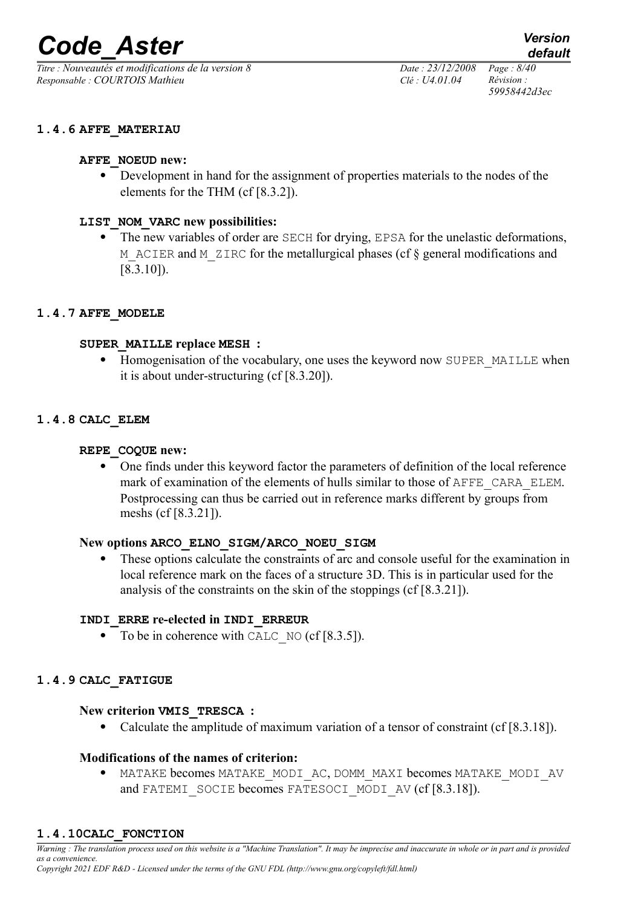### 1.4.6 AFFE_MATERIAU

#### AFFE_NOEUD new:

- Development in hand for the assignment of properties materials to the nodes of the elements for the THM (cf [8.3.2]).

#### LIST_NOM_VARC new possibilities:

- The new variables of order are SECH for drying, EPSA for the unelastic deformations, M_ACIER and M_ZIRC for the metallurgical phases (cf § general modifications and [8.3.10]).

### 1.4.7 AFFE_MODELE

#### SUPER_MAILLE replace MESH :

- Homogenisation of the vocabulary, one uses the keyword now SUPER_MAILLE when it is about under-structuring (cf [8.3.20]).

### 1.4.8 CALC_ELEM

#### REPE_COQUE new:

- One finds under this keyword factor the parameters of definition of the local reference mark of examination of the elements of hulls similar to those of AFFE_CARA_ELEM. Postprocessing can thus be carried out in reference marks different by groups from meshs (cf [8.3.21]).

#### New options ARCO_ELNO_SIGM/ARCO_NOEU_SIGM

- These options calculate the constraints of arc and console useful for the examination in local reference mark on the faces of a structure 3D. This is in particular used for the analysis of the constraints on the skin of the stoppings (cf [8.3.21]).

#### INDI_ERRE re-elected in INDI_ERREUR

- To be in coherence with CALC_NO (cf [8.3.5]).

### 1.4.9 CALC_FATIGUE

#### New criterion VMIS_TRESCA :

- Calculate the amplitude of maximum variation of a tensor of constraint (cf [8.3.18]).

#### Modifications of the names of criterion:

- MATAKE becomes MATAKE_MODI_AC, DOMM_MAXI becomes MATAKE_MODI_AV and FATEMI_SOCIE becomes FATESOCI_MODI_AV (cf [8.3.18]).

### 1.4.10 CALC_FONCTION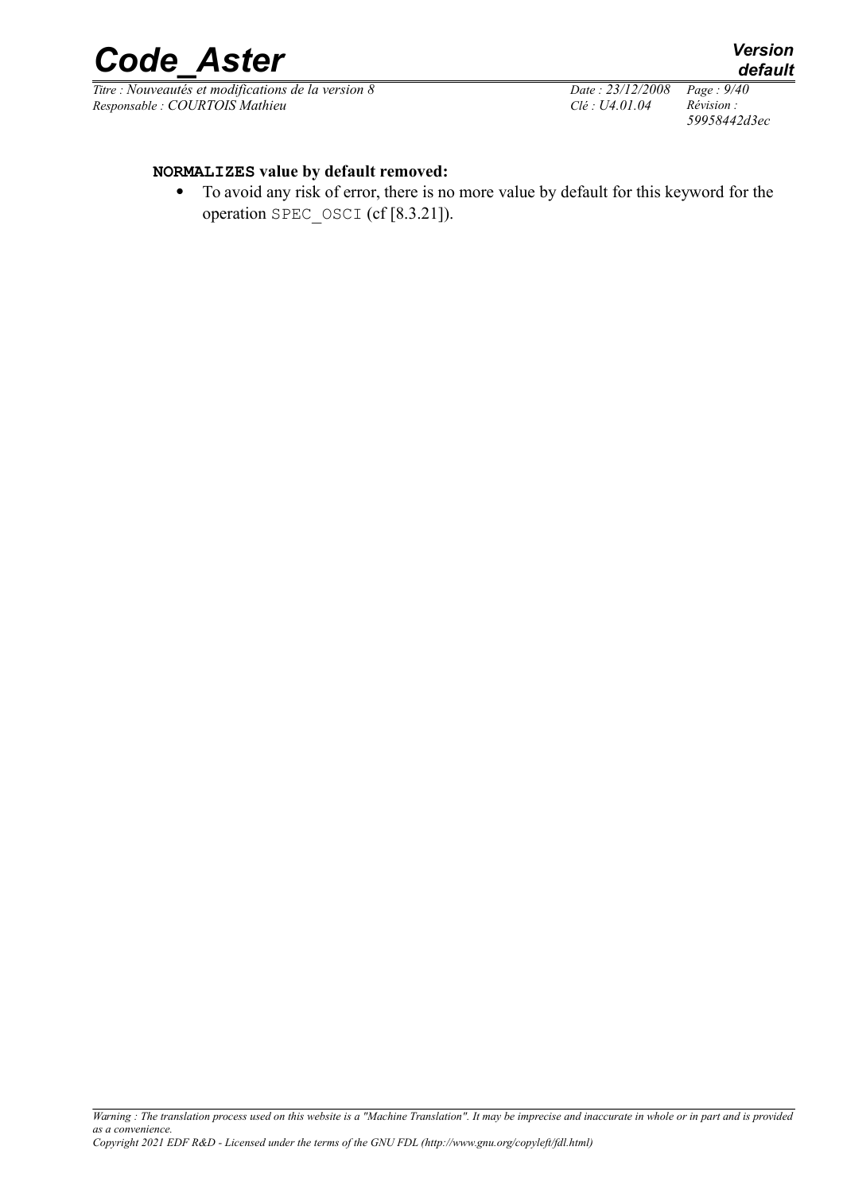**NORMALIZES value by default removed:**

- To avoid any risk of error, there is no more value by default for this keyword for the operation SPEC_OSCI (cf [8.3.21]).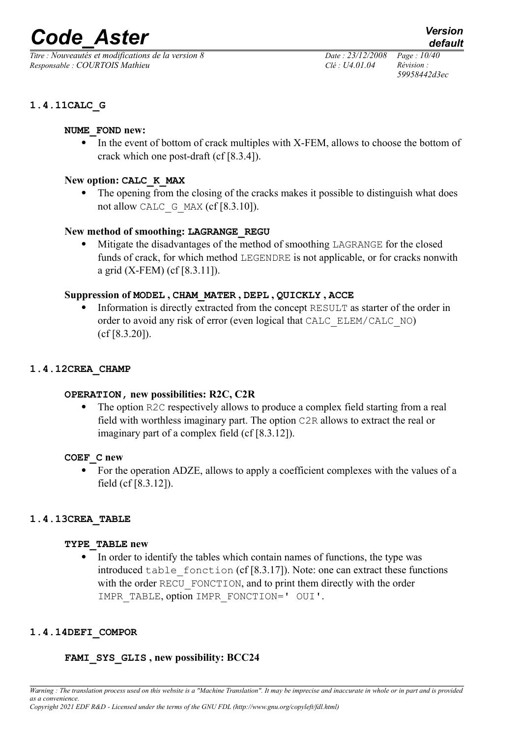### 1.4.11CALC_G

**NUME_FOND new:**

- In the event of bottom of crack multiples with X-FEM, allows to choose the bottom of crack which one post-draft (cf [8.3.4]).

**New option: CALC_K_MAX**

- The opening from the closing of the cracks makes it possible to distinguish what does not allow CALC_G_MAX (cf [8.3.10]).

**New method of smoothing: LAGRANGE_REGU**

- Mitigate the disadvantages of the method of smoothing LAGRANGE for the closed funds of crack, for which method LEGENDRE is not applicable, or for cracks nonwith a grid (X-FEM) (cf [8.3.11]).

**Suppression of MODEL , CHAM_MATER , DEPL , QUICKLY , ACCE**

- Information is directly extracted from the concept RESULT as starter of the order in order to avoid any risk of error (even logical that CALC_ELEM/CALC_NO) (cf [8.3.20]).

### 1.4.12CREA_CHAMP

**OPERATION, new possibilities: R2C, C2R**

- The option R2C respectively allows to produce a complex field starting from a real field with worthless imaginary part. The option C2R allows to extract the real or imaginary part of a complex field (cf [8.3.12]).

**COEF_C new**

- For the operation ADZE, allows to apply a coefficient complexes with the values of a field (cf [8.3.12]).

### 1.4.13CREA_TABLE

**TYPE_TABLE new**

- In order to identify the tables which contain names of functions, the type was introduced table_fonction (cf [8.3.17]). Note: one can extract these functions with the order RECU_FONCTION, and to print them directly with the order IMPR_TABLE, option IMPR_FONCTION=' OUI'.

### 1.4.14DEFI_COMPOR

**FAMI_SYS_GLIS , new possibility: BCC24**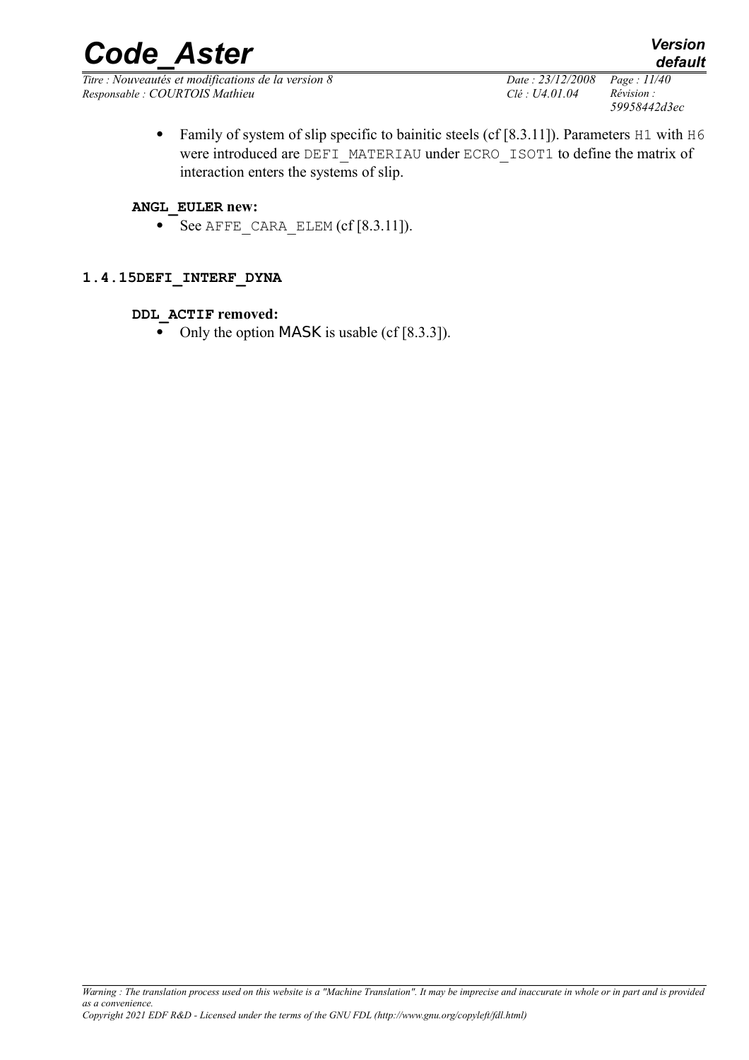- Family of system of slip specific to bainitic steels (cf [8.3.11]). Parameters H1 with H6 were introduced are DEFI_MATERIAU under ECRO_ISOT1 to define the matrix of interaction enters the systems of slip.

**ANGL_EULER new:**

- See AFFE_CARA_ELEM (cf [8.3.11]).

### 1.4.15DEFI_INTERF_DYNA

**DDL_ACTIF removed:**

- Only the option MASK is usable (cf [8.3.3]).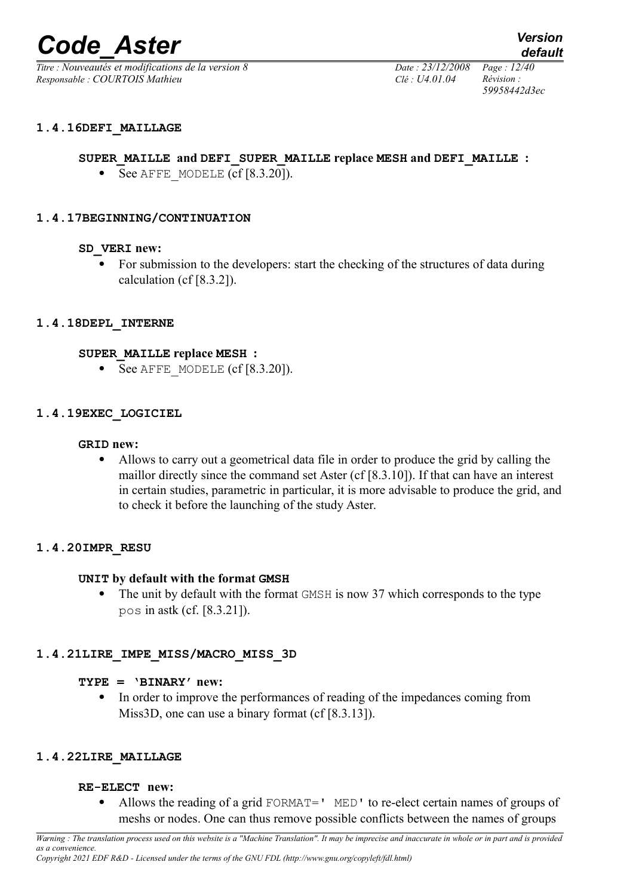### 1.4.16 DEFI_MAILLAGE

**SUPER_MAILLE and DEFI_SUPER_MAILLE replace MESH and DEFI_MAILLE :**

- See AFFE_MODELE (cf [8.3.20]).

### 1.4.17 BEGINNING/CONTINUATION

**SD_VERI new:**

- For submission to the developers: start the checking of the structures of data during calculation (cf [8.3.2]).

### 1.4.18 DEPL_INTERNE

**SUPER_MAILLE replace MESH :**

- See AFFE_MODELE (cf [8.3.20]).

### 1.4.19 EXEC_LOGICIEL

**GRID new:**

- Allows to carry out a geometrical data file in order to produce the grid by calling the maillor directly since the command set Aster (cf [8.3.10]). If that can have an interest in certain studies, parametric in particular, it is more advisable to produce the grid, and to check it before the launching of the study Aster.

### 1.4.20 IMPR_RESU

**UNIT by default with the format GMSH**

- The unit by default with the format GMSH is now 37 which corresponds to the type pos in astk (cf. [8.3.21]).

### 1.4.21 LIRE_IMPE_MISS/MACRO_MISS_3D

**TYPE = 'BINARY' new:**

- In order to improve the performances of reading of the impedances coming from Miss3D, one can use a binary format (cf [8.3.13]).

### 1.4.22 LIRE_MAILLAGE

**RE-ELECT new:**

- Allows the reading of a grid FORMAT=' MED' to re-elect certain names of groups of meshs or nodes. One can thus remove possible conflicts between the names of groups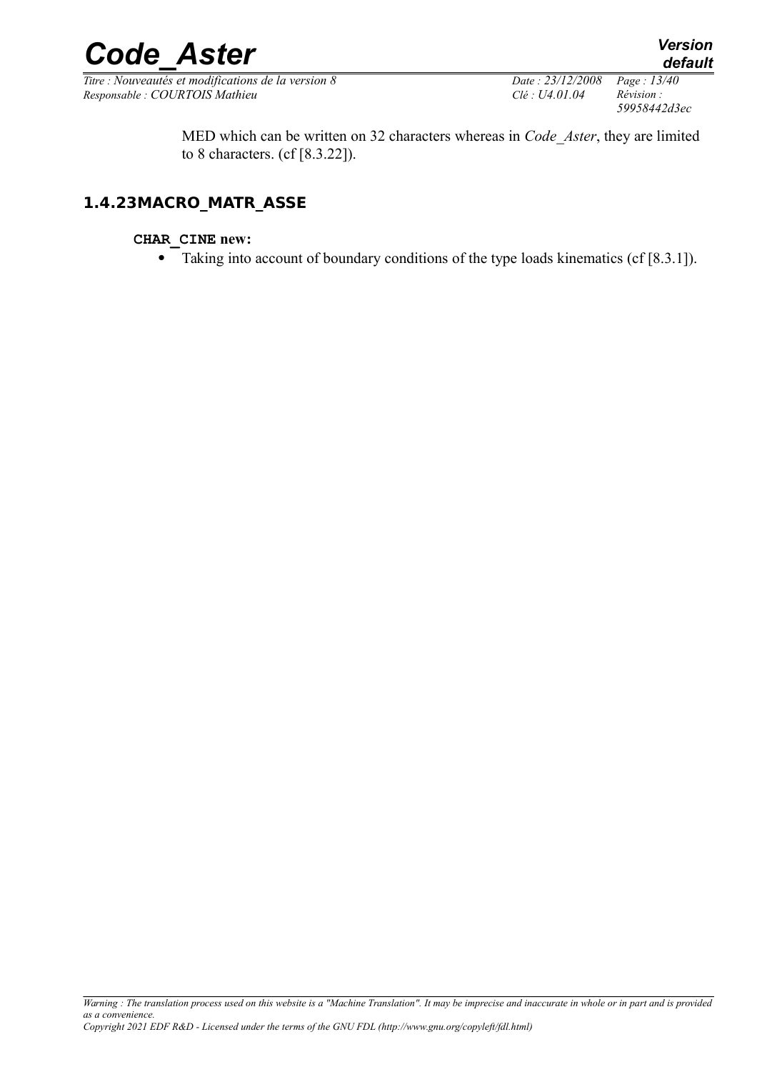MED which can be written on 32 characters whereas in *Code_Aster*, they are limited to 8 characters. (cf [8.3.22]).

### 1.4.23 MACRO_MATR_ASSE

**CHAR_CINE new:**

- Taking into account of boundary conditions of the type loads kinematics (cf [8.3.1]).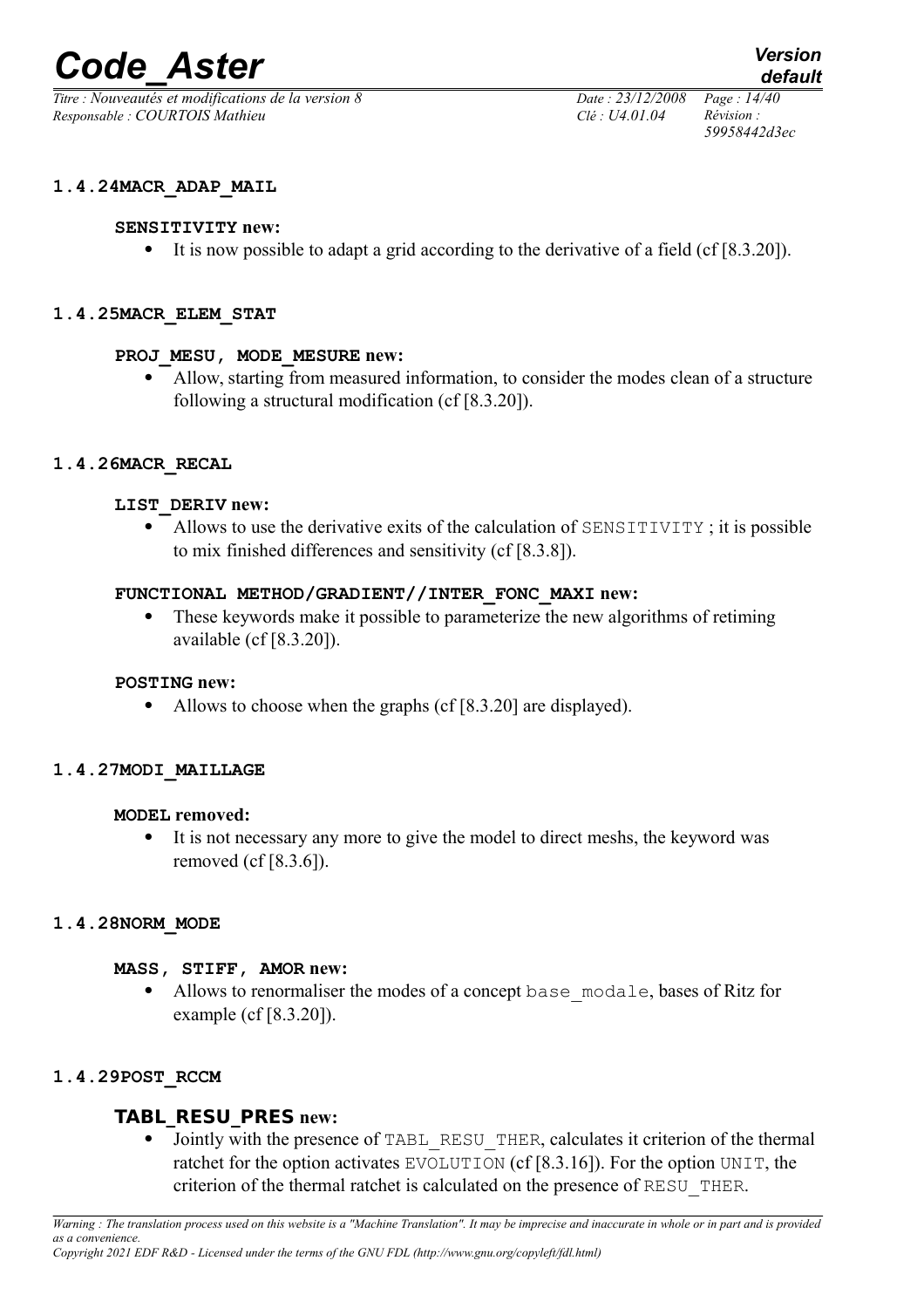### 1.4.24 MACR_ADAP_MAIL

**SENSITIVITY new:**

- It is now possible to adapt a grid according to the derivative of a field (cf [8.3.20]).

### 1.4.25 MACR_ELEM_STAT

**PROJ_MESU, MODE_MESURE new:**

- Allow, starting from measured information, to consider the modes clean of a structure following a structural modification (cf [8.3.20]).

### 1.4.26 MACR_RECAL

**LIST_DERIV new:**

- Allows to use the derivative exits of the calculation of SENSITIVITY ; it is possible to mix finished differences and sensitivity (cf [8.3.8]).

**FUNCTIONAL METHOD/GRADIENT//INTER_FONC_MAXI new:**

- These keywords make it possible to parameterize the new algorithms of retiming available (cf [8.3.20]).

**POSTING new:**

- Allows to choose when the graphs (cf [8.3.20] are displayed).

### 1.4.27 MODI_MAILLAGE

**MODEL removed:**

- It is not necessary any more to give the model to direct meshs, the keyword was removed (cf [8.3.6]).

### 1.4.28 NORM_MODE

**MASS, STIFF, AMOR new:**

- Allows to renormaliser the modes of a concept base_modale, bases of Ritz for example (cf [8.3.20]).

### 1.4.29 POST_RCCM

**TABL_RESU_PRES new:**

- Jointly with the presence of TABL_RESU_THER, calculates it criterion of the thermal ratchet for the option activates EVOLUTION (cf [8.3.16]). For the option UNIT, the criterion of the thermal ratchet is calculated on the presence of RESU_THER.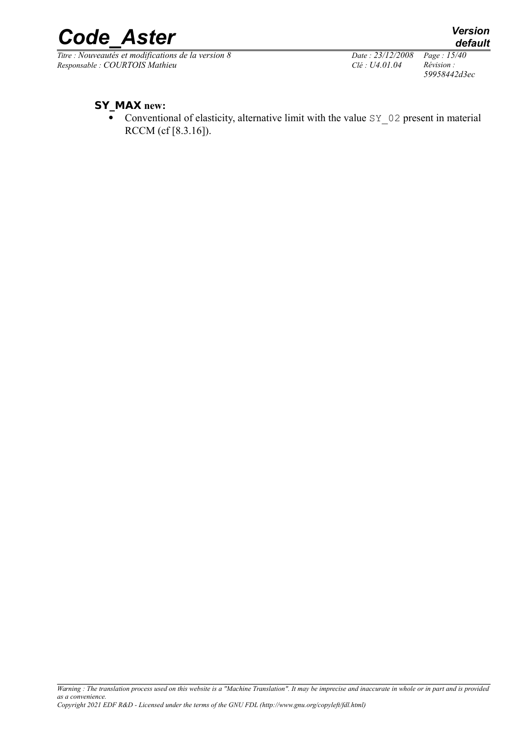**SY_MAX new:**

- Conventional of elasticity, alternative limit with the value SY_02 present in material RCCM (cf [8.3.16]).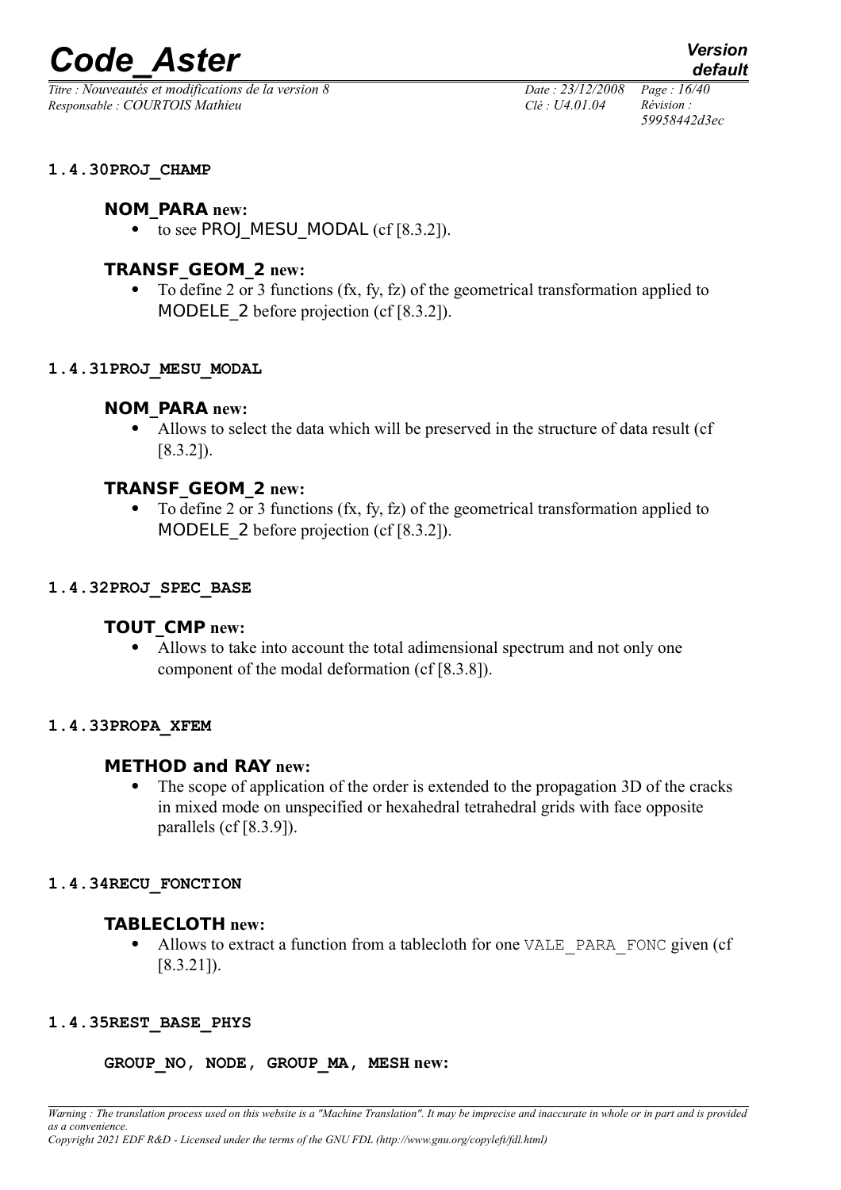### 1.4.30 PROJ_CHAMP

#### NOM_PARA new:

- to see PROJ_MESU_MODAL (cf [8.3.2]).

#### TRANSF_GEOM_2 new:

- To define 2 or 3 functions (fx, fy, fz) of the geometrical transformation applied to MODELE_2 before projection (cf [8.3.2]).

### 1.4.31 PROJ_MESU_MODAL

#### NOM_PARA new:

- Allows to select the data which will be preserved in the structure of data result (cf [8.3.2]).

#### TRANSF_GEOM_2 new:

- To define 2 or 3 functions (fx, fy, fz) of the geometrical transformation applied to MODELE_2 before projection (cf [8.3.2]).

### 1.4.32 PROJ_SPEC_BASE

#### TOUT_CMP new:

- Allows to take into account the total adimensional spectrum and not only one component of the modal deformation (cf [8.3.8]).

### 1.4.33 PROPA_XFEM

#### METHOD and RAY new:

- The scope of application of the order is extended to the propagation 3D of the cracks in mixed mode on unspecified or hexahedral tetrahedral grids with face opposite parallels (cf [8.3.9]).

### 1.4.34 RECU_FONCTION

#### TABLECLOTH new:

- Allows to extract a function from a tablecloth for one VALE_PARA_FONC given (cf [8.3.21]).

### 1.4.35 REST_BASE_PHYS

#### GROUP_NO, NODE, GROUP_MA, MESH new: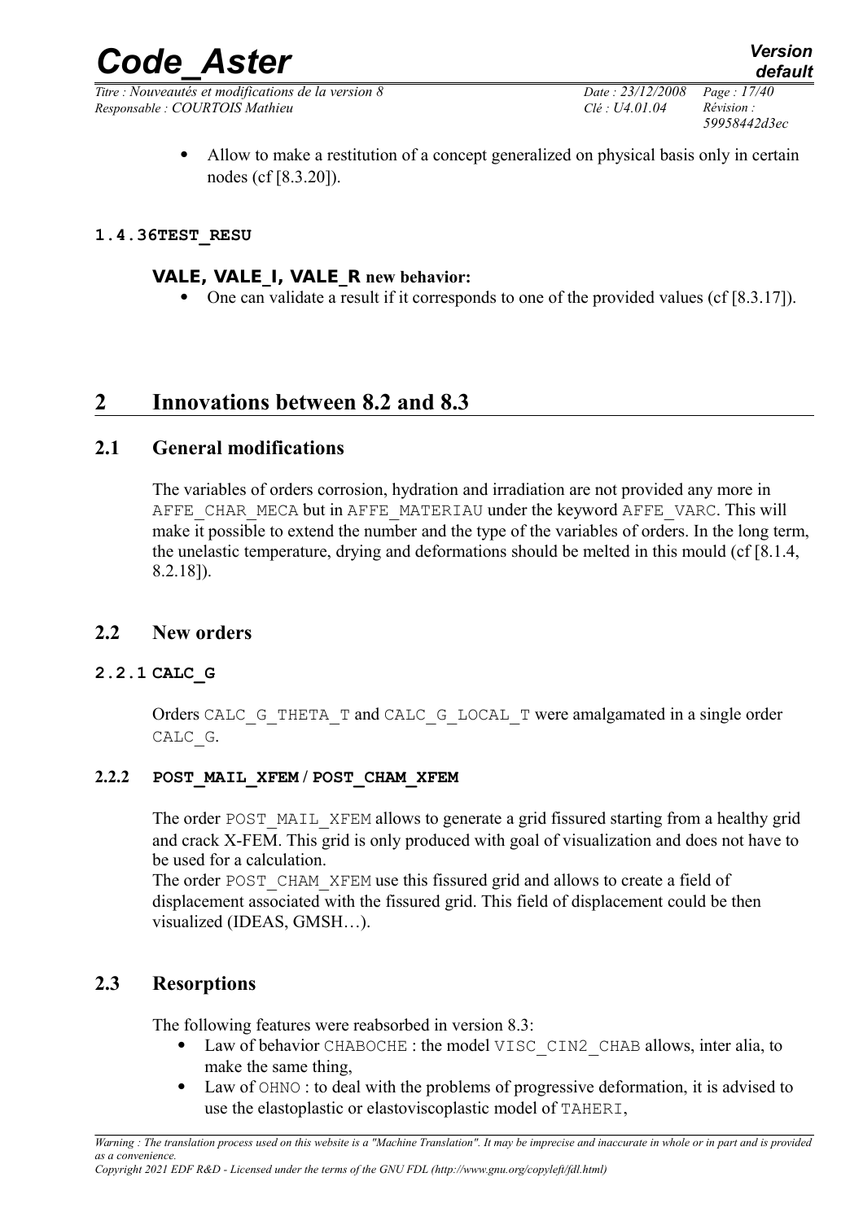- Allow to make a restitution of a concept generalized on physical basis only in certain nodes (cf [8.3.20]).

### 1.4.36 TEST_RESU

#### VALE, VALE_I, VALE_R new behavior:

- One can validate a result if it corresponds to one of the provided values (cf [8.3.17]).

# 2 Innovations between 8.2 and 8.3

## 2.1 General modifications

The variables of orders corrosion, hydration and irradiation are not provided any more in AFFE_CHAR_MECA but in AFFE_MATERIAU under the keyword AFFE_VARC. This will make it possible to extend the number and the type of the variables of orders. In the long term, the unelastic temperature, drying and deformations should be melted in this mould (cf [8.1.4, 8.2.18]).

## 2.2 New orders

### 2.2.1 CALC_G

Orders CALC_G_THETA_T and CALC_G_LOCAL_T were amalgamated in a single order CALC_G.

### 2.2.2 POST_MAIL_XFEM / POST_CHAM_XFEM

The order POST_MAIL_XFEM allows to generate a grid fissured starting from a healthy grid and crack X-FEM. This grid is only produced with goal of visualization and does not have to be used for a calculation.
The order POST_CHAM_XFEM use this fissured grid and allows to create a field of displacement associated with the fissured grid. This field of displacement could be then visualized (IDEAS, GMSH…).

## 2.3 Resorptions

The following features were reabsorbed in version 8.3:

- Law of behavior CHABOCHE : the model VISC_CIN2_CHAB allows, inter alia, to make the same thing,
- Law of OHNO : to deal with the problems of progressive deformation, it is advised to use the elastoplastic or elastoviscoplastic model of TAHERI,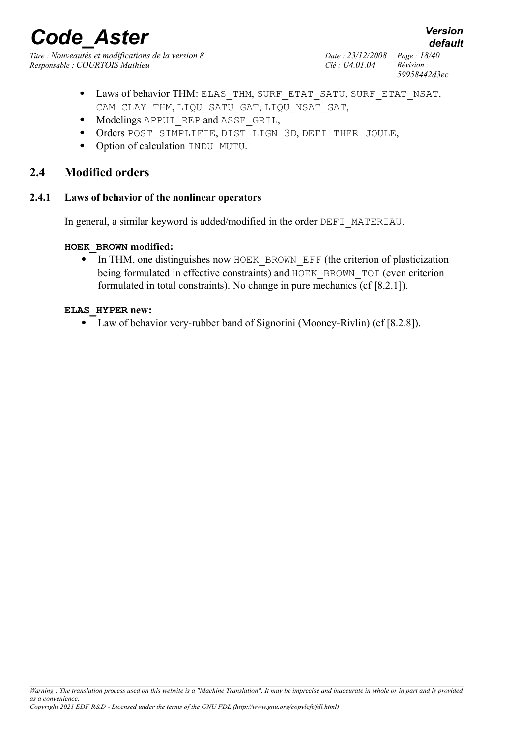- Laws of behavior THM: ELAS_THM, SURF_ETAT_SATU, SURF_ETAT_NSAT, CAM_CLAY_THM, LIQU_SATU_GAT, LIQU_NSAT_GAT,
- Modelings APPUI_REP and ASSE_GRIL,
- Orders POST_SIMPLIFIE, DIST_LIGN_3D, DEFI_THER_JOULE,
- Option of calculation INDU_MUTU.

## 2.4 Modified orders

### 2.4.1 Laws of behavior of the nonlinear operators

In general, a similar keyword is added/modified in the order DEFI_MATERIAU.

**HOEK_BROWN modified:**

- In THM, one distinguishes now HOEK_BROWN_EFF (the criterion of plasticization being formulated in effective constraints) and HOEK_BROWN_TOT (even criterion formulated in total constraints). No change in pure mechanics (cf [8.2.1]).

**ELAS_HYPER new:**

- Law of behavior very-rubber band of Signorini (Mooney-Rivlin) (cf [8.2.8]).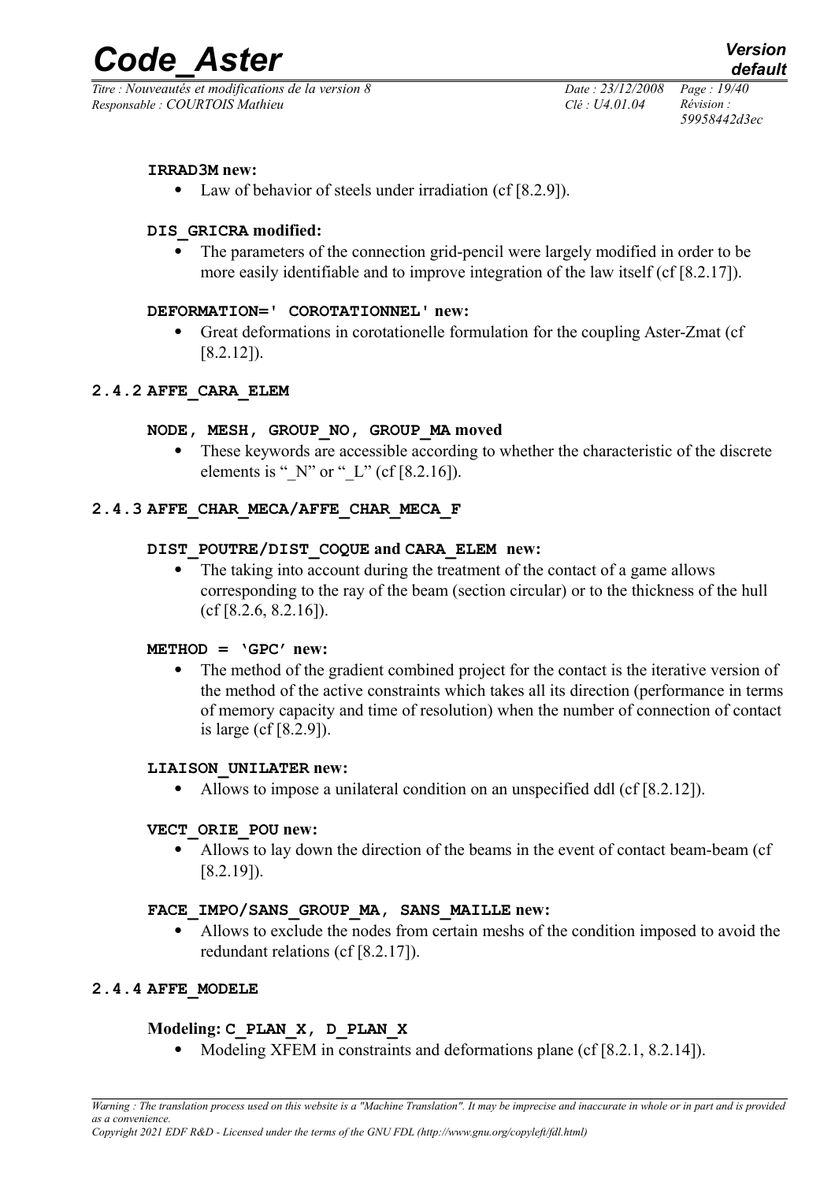**IRRAD3M new:**

- Law of behavior of steels under irradiation (cf [8.2.9]).

**DIS_GRICRA modified:**

- The parameters of the connection grid-pencil were largely modified in order to be more easily identifiable and to improve integration of the law itself (cf [8.2.17]).

**DEFORMATION=' COROTATIONNEL' new:**

- Great deformations in corotationelle formulation for the coupling Aster-Zmat (cf [8.2.12]).

### 2.4.2 AFFE_CARA_ELEM

**NODE, MESH, GROUP_NO, GROUP_MA moved**

- These keywords are accessible according to whether the characteristic of the discrete elements is "_N" or "_L" (cf [8.2.16]).

### 2.4.3 AFFE_CHAR_MECA/AFFE_CHAR_MECA_F

**DIST_POUTRE/DIST_COQUE and CARA_ELEM new:**

- The taking into account during the treatment of the contact of a game allows corresponding to the ray of the beam (section circular) or to the thickness of the hull (cf [8.2.6, 8.2.16]).

**METHOD = 'GPC' new:**

- The method of the gradient combined project for the contact is the iterative version of the method of the active constraints which takes all its direction (performance in terms of memory capacity and time of resolution) when the number of connection of contact is large (cf [8.2.9]).

**LIAISON_UNILATER new:**

- Allows to impose a unilateral condition on an unspecified ddl (cf [8.2.12]).

**VECT_ORIE_POU new:**

- Allows to lay down the direction of the beams in the event of contact beam-beam (cf [8.2.19]).

**FACE_IMPO/SANS_GROUP_MA, SANS_MAILLE new:**

- Allows to exclude the nodes from certain meshs of the condition imposed to avoid the redundant relations (cf [8.2.17]).

### 2.4.4 AFFE_MODELE

**Modeling: C_PLAN_X, D_PLAN_X**

- Modeling XFEM in constraints and deformations plane (cf [8.2.1, 8.2.14]).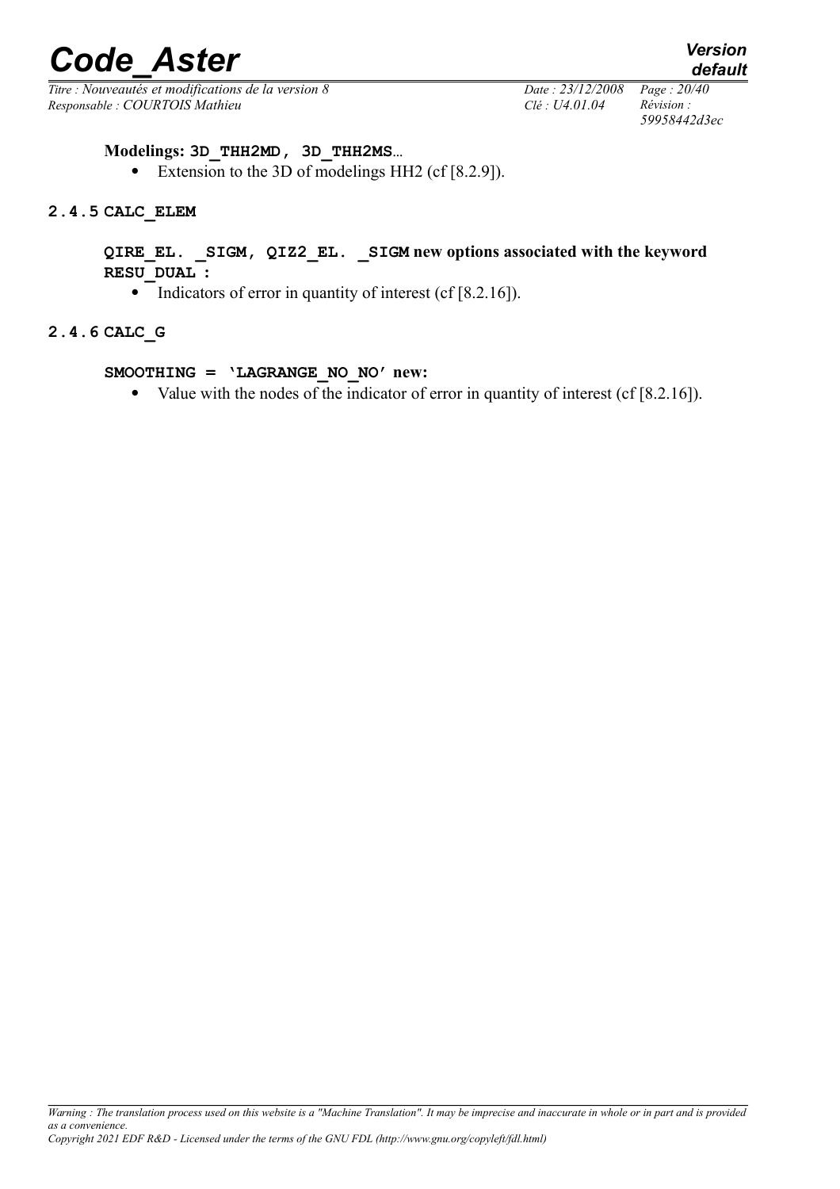**Modelings: 3D_THH2MD, 3D_THH2MS**…

- Extension to the 3D of modelings HH2 (cf [8.2.9]).

### 2.4.5 CALC_ELEM

**QIRE_EL. _SIGM, QIZ2_EL. _SIGM new options associated with the keyword RESU_DUAL :**

- Indicators of error in quantity of interest (cf [8.2.16]).

### 2.4.6 CALC_G

**SMOOTHING = 'LAGRANGE_NO_NO' new:**

- Value with the nodes of the indicator of error in quantity of interest (cf [8.2.16]).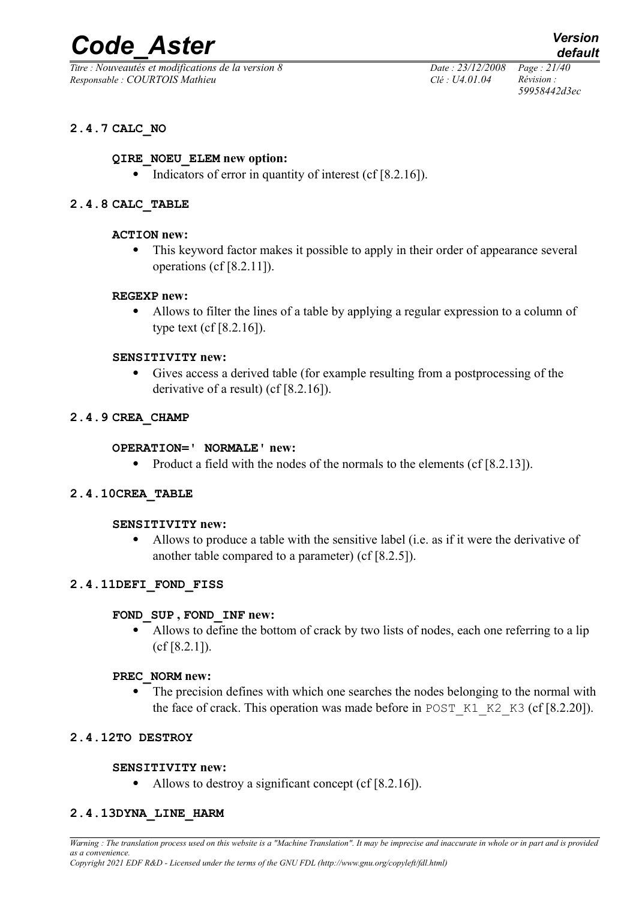### 2.4.7 CALC_NO

**QIRE_NOEU_ELEM new option:**

- Indicators of error in quantity of interest (cf [8.2.16]).

### 2.4.8 CALC_TABLE

**ACTION new:**

- This keyword factor makes it possible to apply in their order of appearance several operations (cf [8.2.11]).

**REGEXP new:**

- Allows to filter the lines of a table by applying a regular expression to a column of type text (cf [8.2.16]).

**SENSITIVITY new:**

- Gives access a derived table (for example resulting from a postprocessing of the derivative of a result) (cf [8.2.16]).

### 2.4.9 CREA_CHAMP

**OPERATION=' NORMALE' new:**

- Product a field with the nodes of the normals to the elements (cf [8.2.13]).

### 2.4.10 CREA_TABLE

**SENSITIVITY new:**

- Allows to produce a table with the sensitive label (i.e. as if it were the derivative of another table compared to a parameter) (cf [8.2.5]).

### 2.4.11 DEFI_FOND_FISS

**FOND_SUP , FOND_INF new:**

- Allows to define the bottom of crack by two lists of nodes, each one referring to a lip (cf [8.2.1]).

**PREC_NORM new:**

- The precision defines with which one searches the nodes belonging to the normal with the face of crack. This operation was made before in POST_K1_K2_K3 (cf [8.2.20]).

### 2.4.12 TO DESTROY

**SENSITIVITY new:**

- Allows to destroy a significant concept (cf [8.2.16]).

### 2.4.13 DYNA_LINE_HARM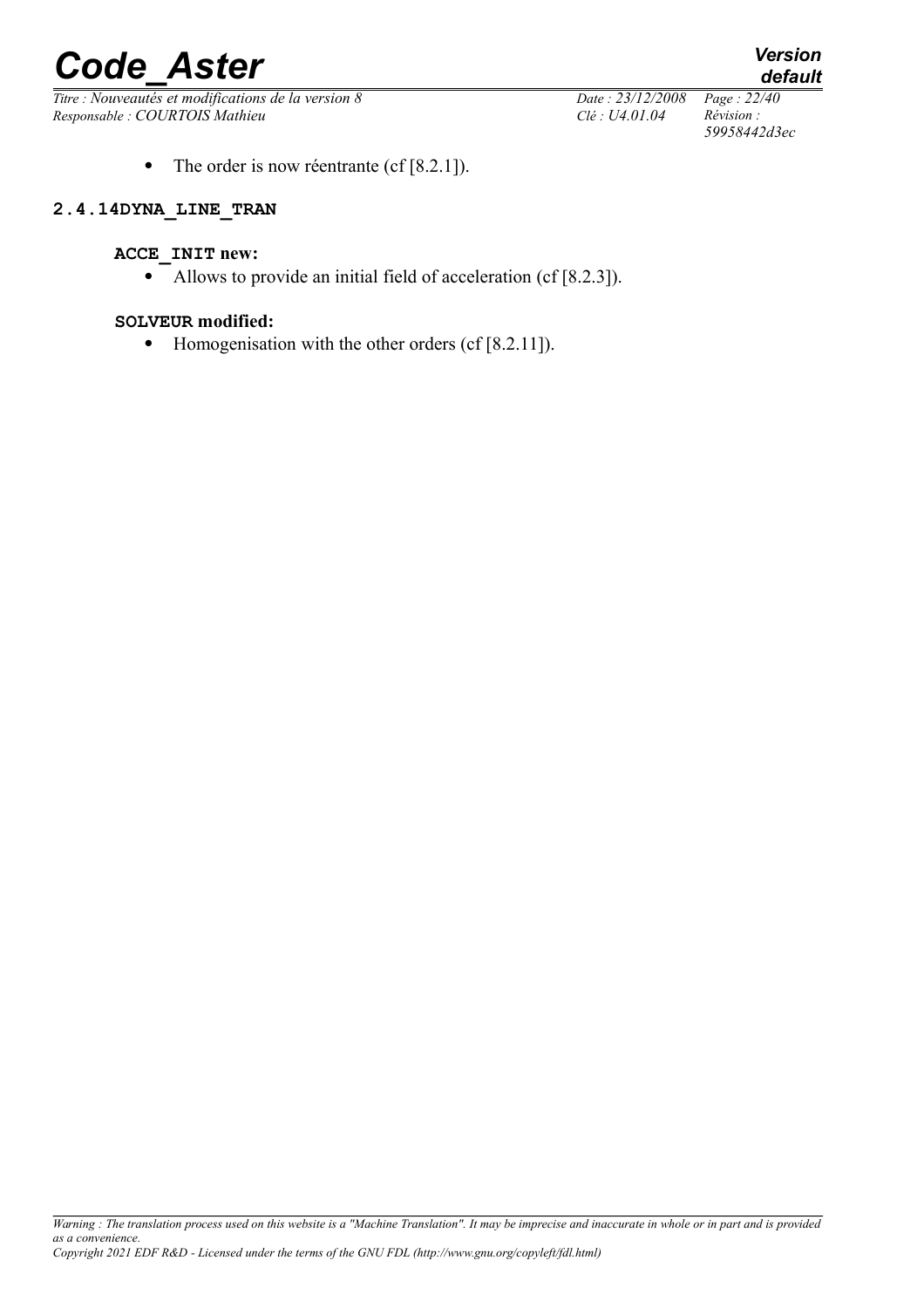- The order is now réentrante (cf [8.2.1]).

### 2.4.14 DYNA_LINE_TRAN

**ACCE_INIT new:**

- Allows to provide an initial field of acceleration (cf [8.2.3]).

**SOLVEUR modified:**

- Homogenisation with the other orders (cf [8.2.11]).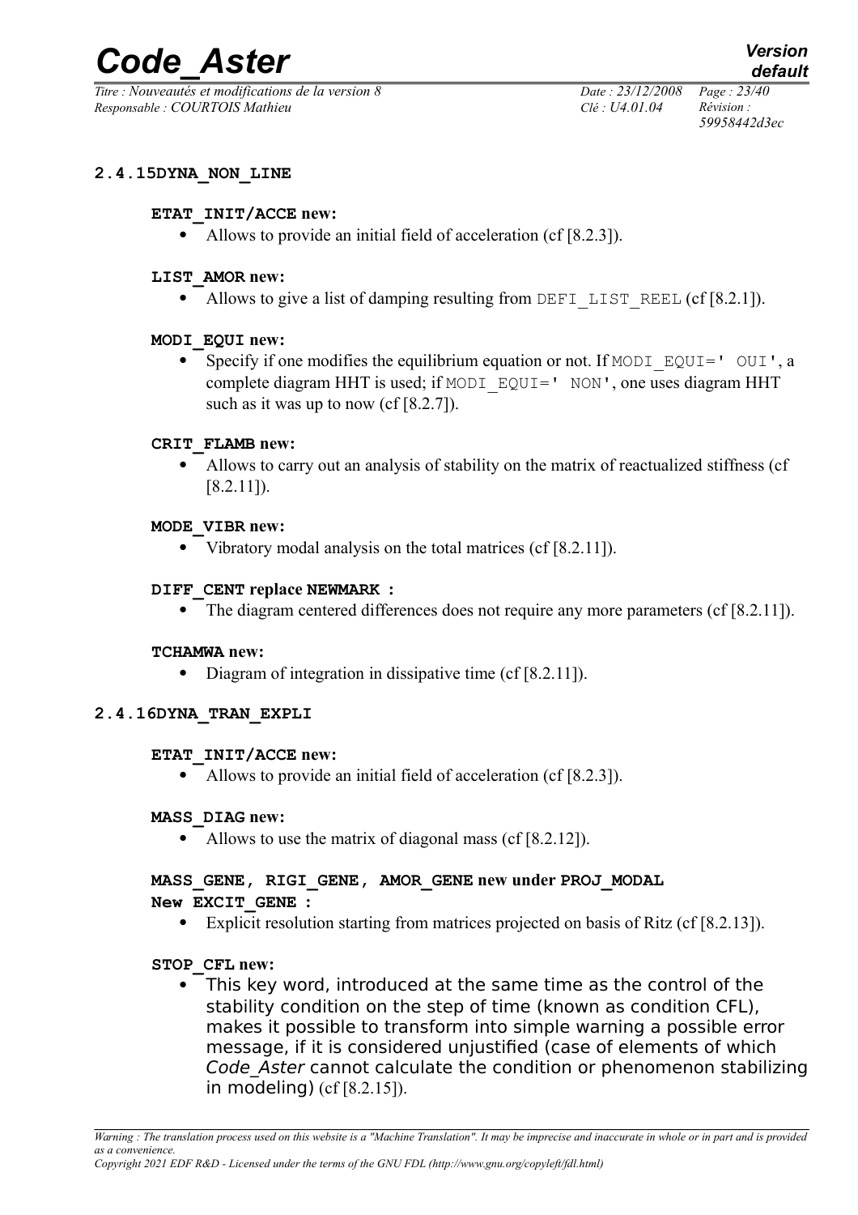### 2.4.15 DYNA_NON_LINE

**ETAT_INIT/ACCE new:**

- Allows to provide an initial field of acceleration (cf [8.2.3]).

**LIST_AMOR new:**

- Allows to give a list of damping resulting from DEFI_LIST_REEL (cf [8.2.1]).

**MODI_EQUI new:**

- Specify if one modifies the equilibrium equation or not. If MODI_EQUI=' OUI', a complete diagram HHT is used; if MODI_EQUI=' NON', one uses diagram HHT such as it was up to now (cf [8.2.7]).

**CRIT_FLAMB new:**

- Allows to carry out an analysis of stability on the matrix of reactualized stiffness (cf [8.2.11]).

**MODE_VIBR new:**

- Vibratory modal analysis on the total matrices (cf [8.2.11]).

**DIFF_CENT replace NEWMARK :**

- The diagram centered differences does not require any more parameters (cf [8.2.11]).

**TCHAMWA new:**

- Diagram of integration in dissipative time (cf [8.2.11]).

### 2.4.16 DYNA_TRAN_EXPLI

**ETAT_INIT/ACCE new:**

- Allows to provide an initial field of acceleration (cf [8.2.3]).

**MASS_DIAG new:**

- Allows to use the matrix of diagonal mass (cf [8.2.12]).

**MASS_GENE, RIGI_GENE, AMOR_GENE new under PROJ_MODAL**
**New EXCIT_GENE :**

- Explicit resolution starting from matrices projected on basis of Ritz (cf [8.2.13]).

**STOP_CFL new:**

- This key word, introduced at the same time as the control of the stability condition on the step of time (known as condition CFL), makes it possible to transform into simple warning a possible error message, if it is considered unjustified (case of elements of which *Code_Aster* cannot calculate the condition or phenomenon stabilizing in modeling) (cf [8.2.15]).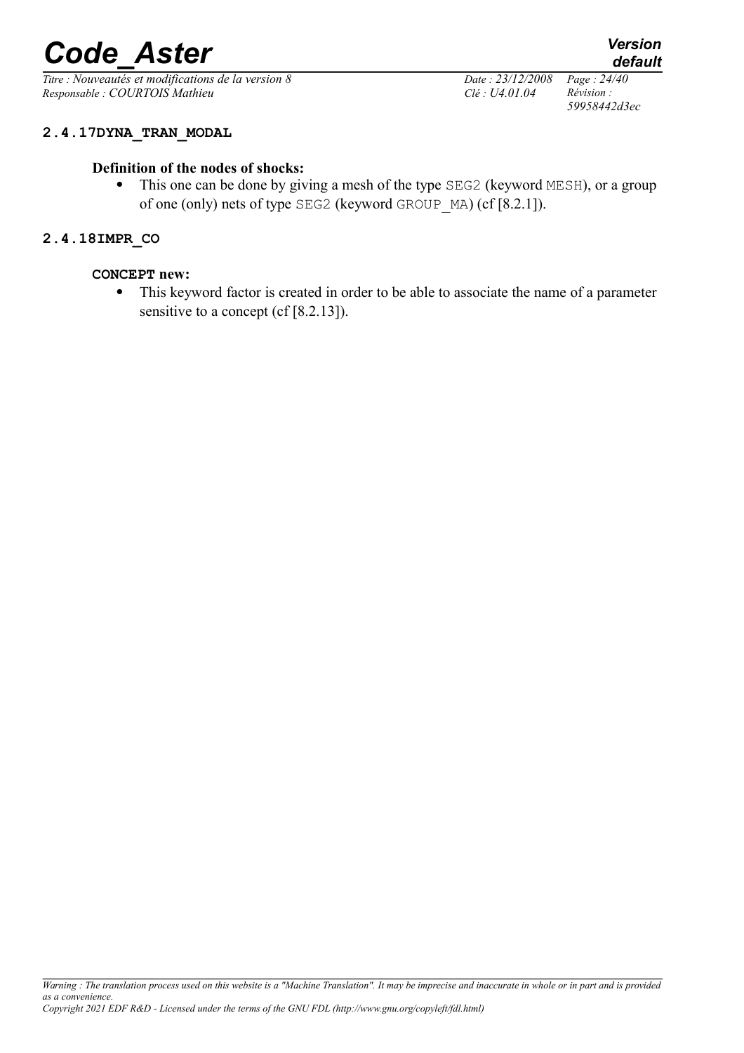### 2.4.17 DYNA_TRAN_MODAL

**Definition of the nodes of shocks:**

- This one can be done by giving a mesh of the type SEG2 (keyword MESH), or a group of one (only) nets of type SEG2 (keyword GROUP_MA) (cf [8.2.1]).

### 2.4.18 IMPR_CO

**CONCEPT new:**

- This keyword factor is created in order to be able to associate the name of a parameter sensitive to a concept (cf [8.2.13]).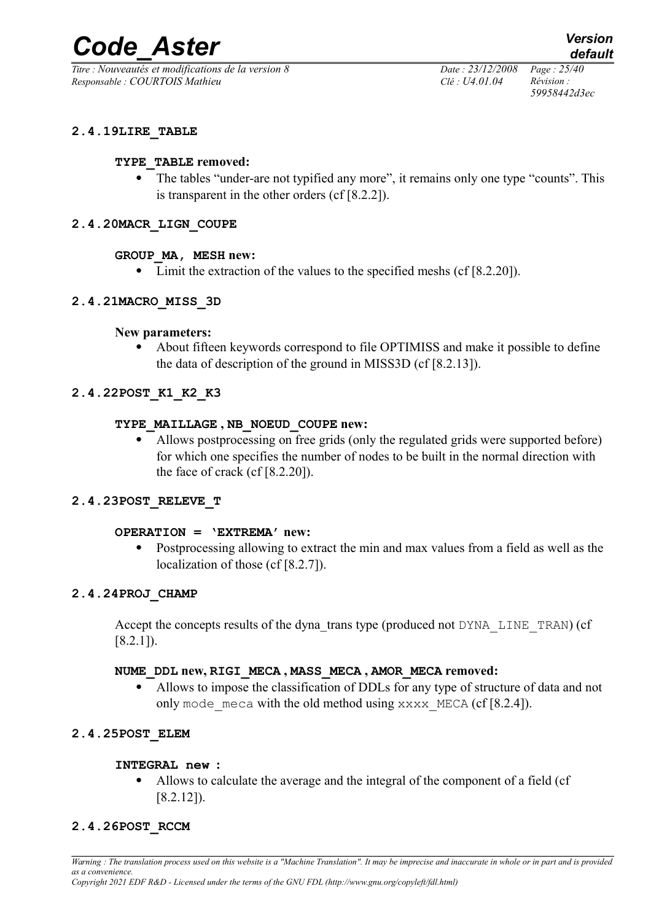#### 2.4.19LIRE_TABLE

**TYPE_TABLE removed:**

- The tables "under-are not typified any more", it remains only one type "counts". This is transparent in the other orders (cf [8.2.2]).

#### 2.4.20MACR_LIGN_COUPE

**GROUP_MA, MESH new:**

- Limit the extraction of the values to the specified meshs (cf [8.2.20]).

#### 2.4.21MACRO_MISS_3D

**New parameters:**

- About fifteen keywords correspond to file OPTIMISS and make it possible to define the data of description of the ground in MISS3D (cf [8.2.13]).

#### 2.4.22POST_K1_K2_K3

**TYPE_MAILLAGE , NB_NOEUD_COUPE new:**

- Allows postprocessing on free grids (only the regulated grids were supported before) for which one specifies the number of nodes to be built in the normal direction with the face of crack (cf [8.2.20]).

#### 2.4.23POST_RELEVE_T

**OPERATION = 'EXTREMA' new:**

- Postprocessing allowing to extract the min and max values from a field as well as the localization of those (cf [8.2.7]).

#### 2.4.24PROJ_CHAMP

Accept the concepts results of the dyna_trans type (produced not DYNA_LINE_TRAN) (cf [8.2.1]).

**NUME_DDL new, RIGI_MECA , MASS_MECA , AMOR_MECA removed:**

- Allows to impose the classification of DDLs for any type of structure of data and not only mode_meca with the old method using xxxx_MECA (cf [8.2.4]).

#### 2.4.25POST_ELEM

**INTEGRAL new :**

- Allows to calculate the average and the integral of the component of a field (cf [8.2.12]).

#### 2.4.26POST_RCCM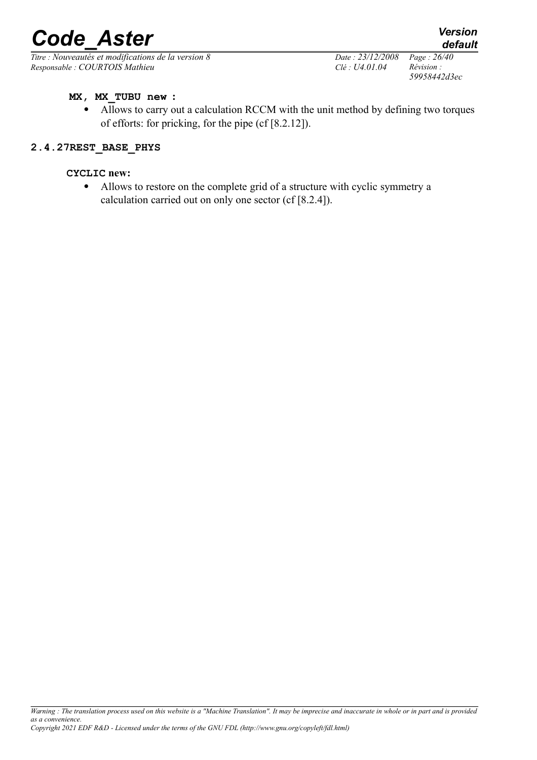**MX, MX_TUBU new :**

- Allows to carry out a calculation RCCM with the unit method by defining two torques of efforts: for pricking, for the pipe (cf [8.2.12]).

### 2.4.27 REST_BASE_PHYS

**CYCLIC new:**

- Allows to restore on the complete grid of a structure with cyclic symmetry a calculation carried out on only one sector (cf [8.2.4]).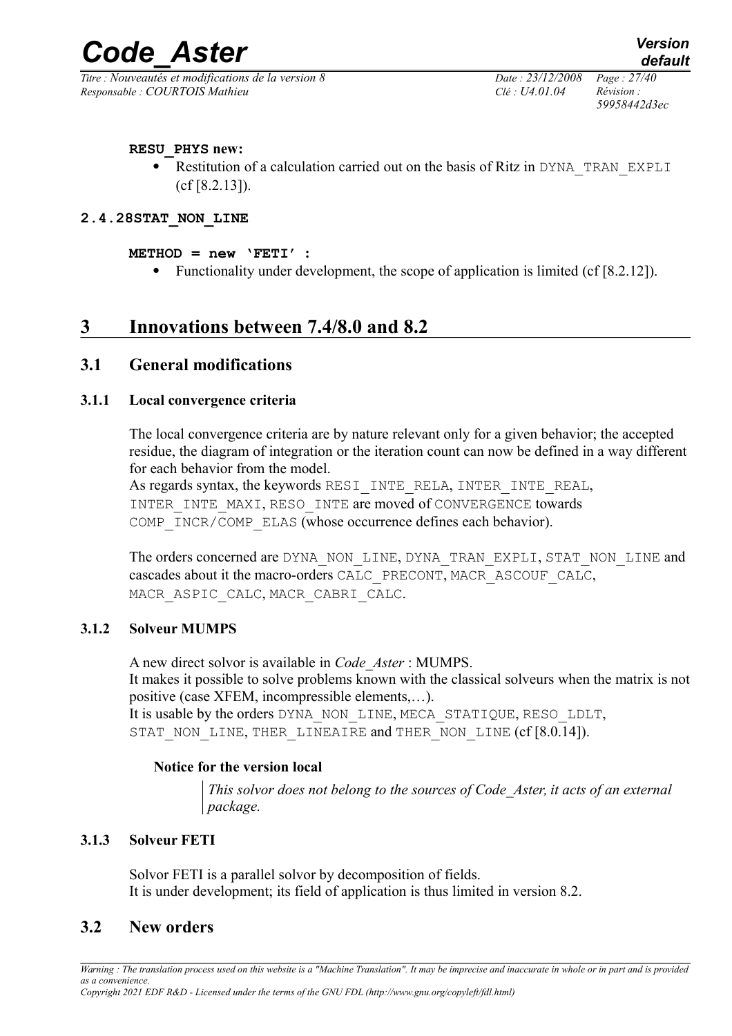**RESU_PHYS new:**

- Restitution of a calculation carried out on the basis of Ritz in DYNA_TRAN_EXPLI (cf [8.2.13]).

### 2.4.28 STAT_NON_LINE

**METHOD = new 'FETI' :**

- Functionality under development, the scope of application is limited (cf [8.2.12]).

# 3 Innovations between 7.4/8.0 and 8.2

## 3.1 General modifications

### 3.1.1 Local convergence criteria

The local convergence criteria are by nature relevant only for a given behavior; the accepted residue, the diagram of integration or the iteration count can now be defined in a way different for each behavior from the model.
As regards syntax, the keywords RESI_INTE_RELA, INTER_INTE_REAL, INTER_INTE_MAXI, RESO_INTE are moved of CONVERGENCE towards COMP_INCR/COMP_ELAS (whose occurrence defines each behavior).

The orders concerned are DYNA_NON_LINE, DYNA_TRAN_EXPLI, STAT_NON_LINE and cascades about it the macro-orders CALC_PRECONT, MACR_ASCOUF_CALC, MACR_ASPIC_CALC, MACR_CABRI_CALC.

### 3.1.2 Solveur MUMPS

A new direct solvor is available in *Code_Aster* : MUMPS.
It makes it possible to solve problems known with the classical solveurs when the matrix is not positive (case XFEM, incompressible elements,…).
It is usable by the orders DYNA_NON_LINE, MECA_STATIQUE, RESO_LDLT, STAT_NON_LINE, THER_LINEAIRE and THER_NON_LINE (cf [8.0.14]).

**Notice for the version local**

> *This solvor does not belong to the sources of Code_Aster, it acts of an external package.*

### 3.1.3 Solveur FETI

Solvor FETI is a parallel solvor by decomposition of fields.
It is under development; its field of application is thus limited in version 8.2.

## 3.2 New orders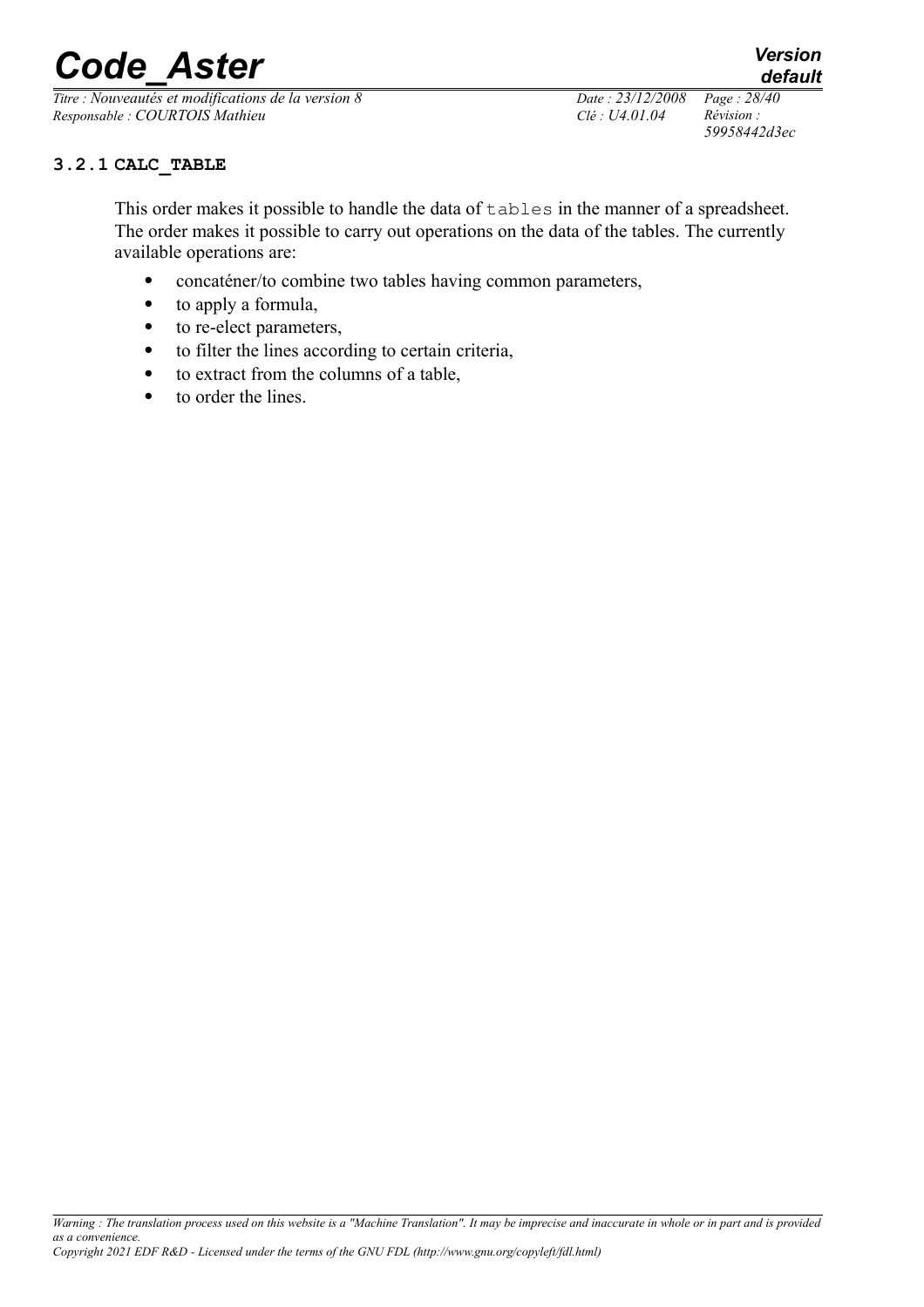### 3.2.1 CALC_TABLE

This order makes it possible to handle the data of `tables` in the manner of a spreadsheet. The order makes it possible to carry out operations on the data of the tables. The currently available operations are:

- concaténer/to combine two tables having common parameters,
- to apply a formula,
- to re-elect parameters,
- to filter the lines according to certain criteria,
- to extract from the columns of a table,
- to order the lines.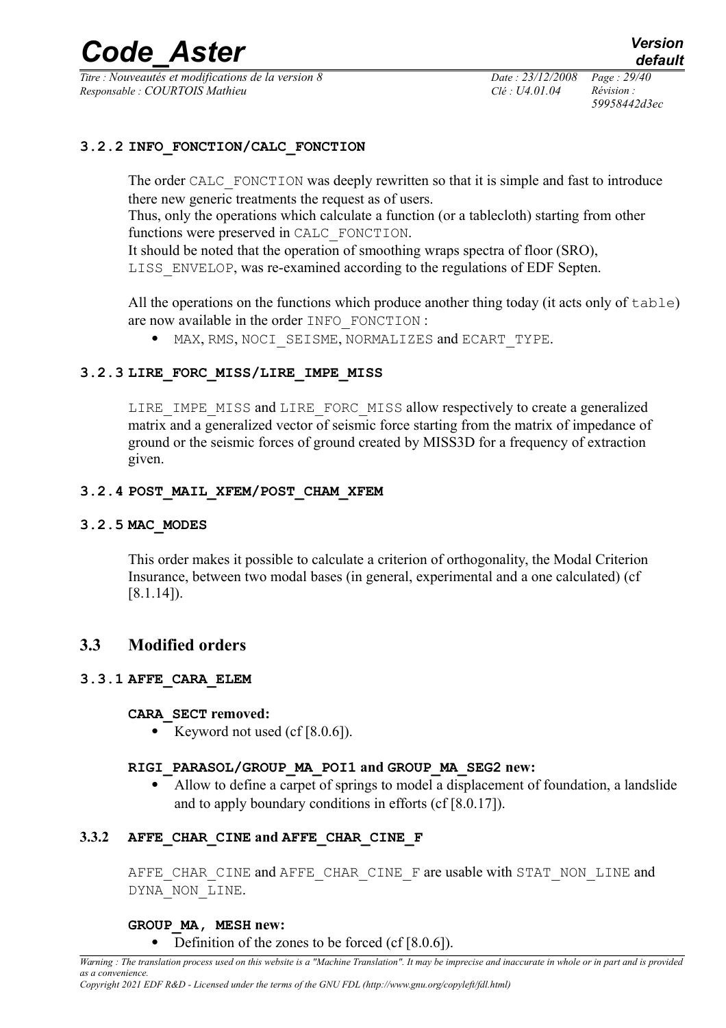#### 3.2.2 INFO_FONCTION/CALC_FONCTION

The order CALC_FONCTION was deeply rewritten so that it is simple and fast to introduce there new generic treatments the request as of users.
Thus, only the operations which calculate a function (or a tablecloth) starting from other functions were preserved in CALC_FONCTION.
It should be noted that the operation of smoothing wraps spectra of floor (SRO), LISS_ENVELOP, was re-examined according to the regulations of EDF Septen.

All the operations on the functions which produce another thing today (it acts only of table) are now available in the order INFO_FONCTION :

- MAX, RMS, NOCI_SEISME, NORMALIZES and ECART_TYPE.

#### 3.2.3 LIRE_FORC_MISS/LIRE_IMPE_MISS

LIRE_IMPE_MISS and LIRE_FORC_MISS allow respectively to create a generalized matrix and a generalized vector of seismic force starting from the matrix of impedance of ground or the seismic forces of ground created by MISS3D for a frequency of extraction given.

#### 3.2.4 POST_MAIL_XFEM/POST_CHAM_XFEM

#### 3.2.5 MAC_MODES

This order makes it possible to calculate a criterion of orthogonality, the Modal Criterion Insurance, between two modal bases (in general, experimental and a one calculated) (cf [8.1.14]).

## 3.3 Modified orders

#### 3.3.1 AFFE_CARA_ELEM

**CARA_SECT removed:**

- Keyword not used (cf [8.0.6]).

**RIGI_PARASOL/GROUP_MA_POI1 and GROUP_MA_SEG2 new:**

- Allow to define a carpet of springs to model a displacement of foundation, a landslide and to apply boundary conditions in efforts (cf [8.0.17]).

#### 3.3.2 AFFE_CHAR_CINE and AFFE_CHAR_CINE_F

AFFE_CHAR_CINE and AFFE_CHAR_CINE_F are usable with STAT_NON_LINE and DYNA_NON_LINE.

**GROUP_MA, MESH new:**

- Definition of the zones to be forced (cf [8.0.6]).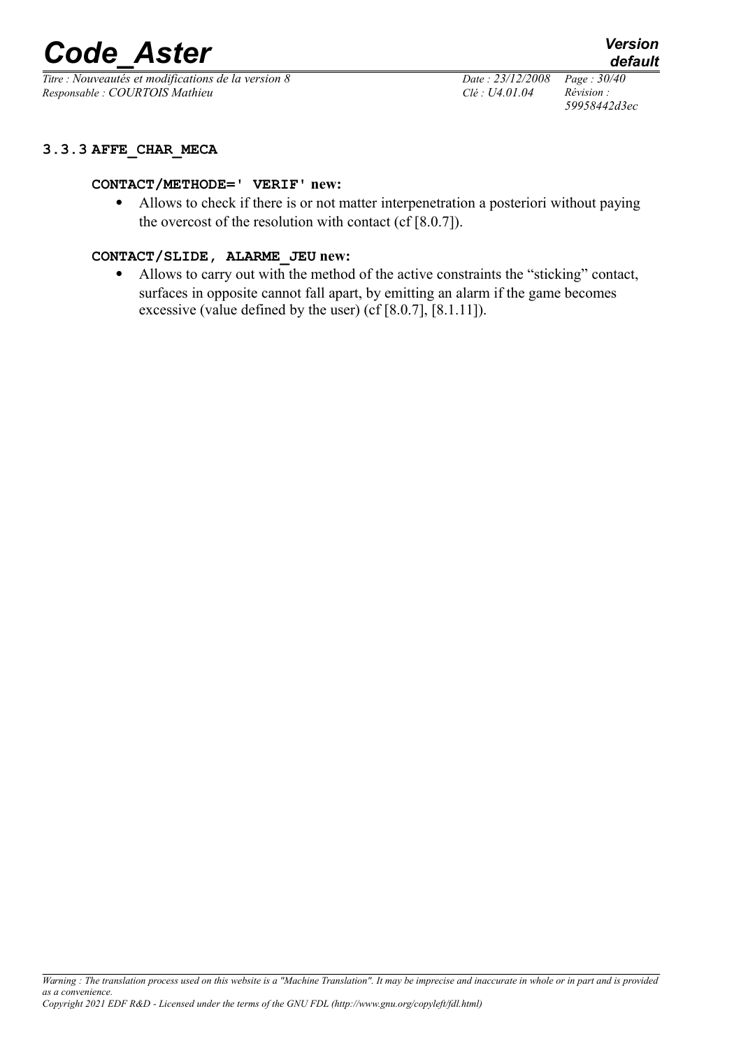### 3.3.3 AFFE_CHAR_MECA

**CONTACT/METHODE=' VERIF' new:**

- Allows to check if there is or not matter interpenetration a posteriori without paying the overcost of the resolution with contact (cf [8.0.7]).

**CONTACT/SLIDE, ALARME_JEU new:**

- Allows to carry out with the method of the active constraints the "sticking" contact, surfaces in opposite cannot fall apart, by emitting an alarm if the game becomes excessive (value defined by the user) (cf [8.0.7], [8.1.11]).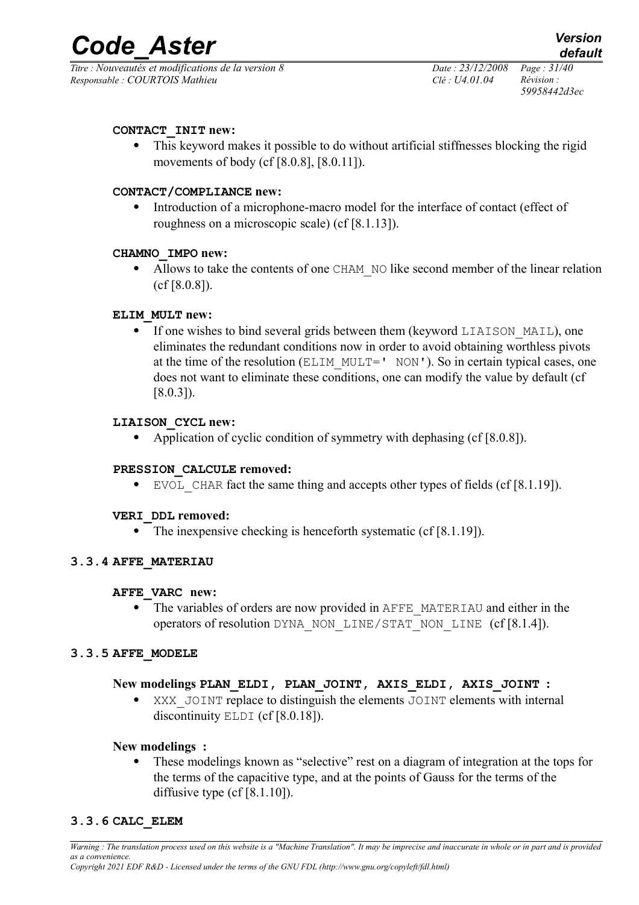**CONTACT_INIT new:**

- This keyword makes it possible to do without artificial stiffnesses blocking the rigid movements of body (cf [8.0.8], [8.0.11]).

**CONTACT/COMPLIANCE new:**

- Introduction of a microphone-macro model for the interface of contact (effect of roughness on a microscopic scale) (cf [8.1.13]).

**CHAMNO_IMPO new:**

- Allows to take the contents of one CHAM_NO like second member of the linear relation (cf [8.0.8]).

**ELIM_MULT new:**

- If one wishes to bind several grids between them (keyword LIAISON_MAIL), one eliminates the redundant conditions now in order to avoid obtaining worthless pivots at the time of the resolution (ELIM_MULT=' NON'). So in certain typical cases, one does not want to eliminate these conditions, one can modify the value by default (cf [8.0.3]).

**LIAISON_CYCL new:**

- Application of cyclic condition of symmetry with dephasing (cf [8.0.8]).

**PRESSION_CALCULE removed:**

- EVOL_CHAR fact the same thing and accepts other types of fields (cf [8.1.19]).

**VERI_DDL removed:**

- The inexpensive checking is henceforth systematic (cf [8.1.19]).

### 3.3.4 AFFE_MATERIAU

**AFFE_VARC new:**

- The variables of orders are now provided in AFFE_MATERIAU and either in the operators of resolution DYNA_NON_LINE/STAT_NON_LINE (cf [8.1.4]).

### 3.3.5 AFFE_MODELE

**New modelings PLAN_ELDI, PLAN_JOINT, AXIS_ELDI, AXIS_JOINT :**

- XXX_JOINT replace to distinguish the elements JOINT elements with internal discontinuity ELDI (cf [8.0.18]).

**New modelings :**

- These modelings known as "selective" rest on a diagram of integration at the tops for the terms of the capacitive type, and at the points of Gauss for the terms of the diffusive type (cf [8.1.10]).

### 3.3.6 CALC_ELEM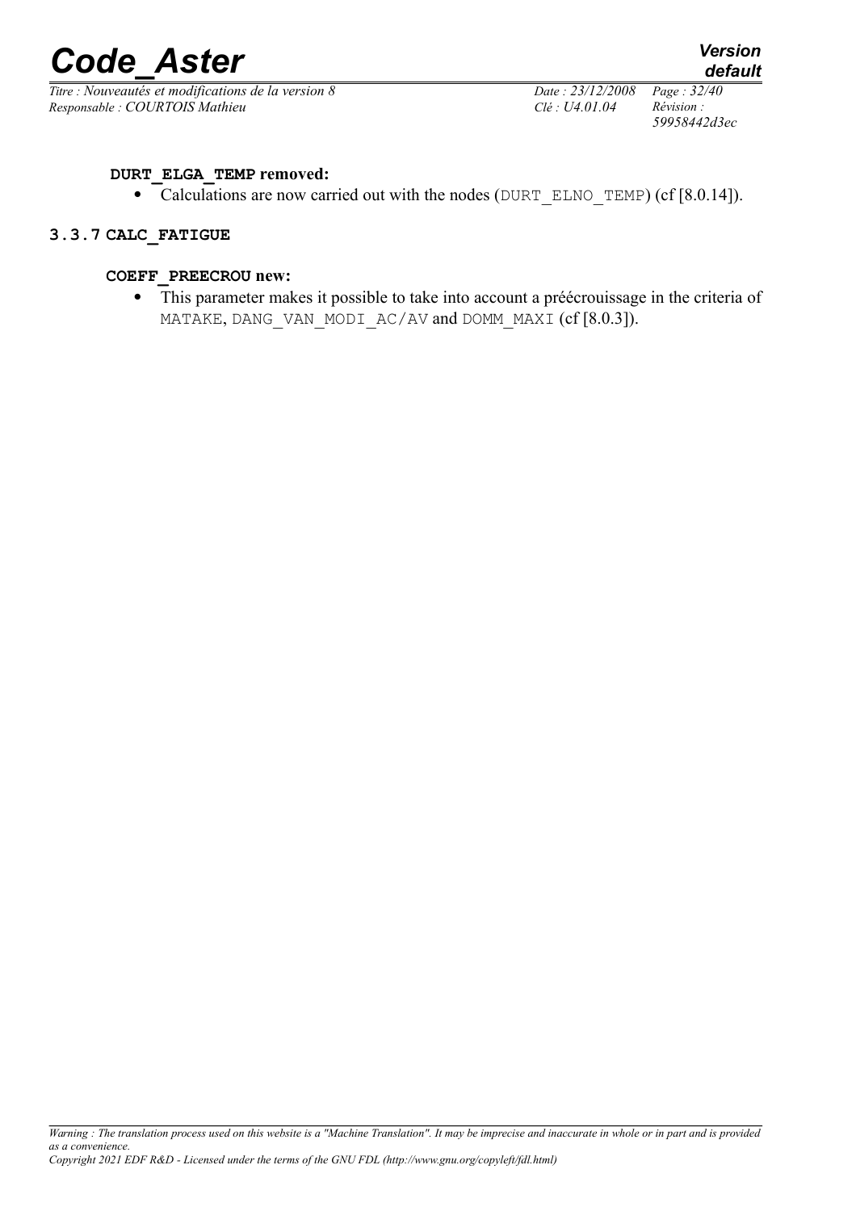**DURT_ELGA_TEMP removed:**

- Calculations are now carried out with the nodes (DURT_ELNO_TEMP) (cf [8.0.14]).

### 3.3.7 CALC_FATIGUE

**COEFF_PREECROU new:**

- This parameter makes it possible to take into account a préécrouissage in the criteria of MATAKE, DANG_VAN_MODI_AC/AV and DOMM_MAXI (cf [8.0.3]).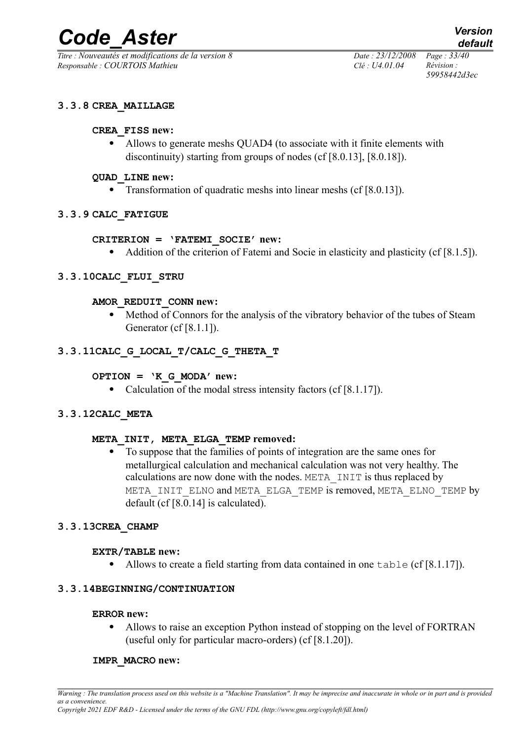### 3.3.8 CREA_MAILLAGE

**CREA_FISS new:**

- Allows to generate meshs QUAD4 (to associate with it finite elements with discontinuity) starting from groups of nodes (cf [8.0.13], [8.0.18]).

**QUAD_LINE new:**

- Transformation of quadratic meshs into linear meshs (cf [8.0.13]).

### 3.3.9 CALC_FATIGUE

**CRITERION = 'FATEMI_SOCIE' new:**

- Addition of the criterion of Fatemi and Socie in elasticity and plasticity (cf [8.1.5]).

### 3.3.10 CALC_FLUI_STRU

**AMOR_REDUIT_CONN new:**

- Method of Connors for the analysis of the vibratory behavior of the tubes of Steam Generator (cf [8.1.1]).

### 3.3.11 CALC_G_LOCAL_T/CALC_G_THETA_T

**OPTION = 'K_G_MODA' new:**

- Calculation of the modal stress intensity factors (cf [8.1.17]).

### 3.3.12 CALC_META

**META_INIT, META_ELGA_TEMP removed:**

- To suppose that the families of points of integration are the same ones for metallurgical calculation and mechanical calculation was not very healthy. The calculations are now done with the nodes. `META_INIT` is thus replaced by `META_INIT_ELNO` and `META_ELGA_TEMP` is removed, `META_ELNO_TEMP` by default (cf [8.0.14] is calculated).

### 3.3.13 CREA_CHAMP

**EXTR/TABLE new:**

- Allows to create a field starting from data contained in one `table` (cf [8.1.17]).

### 3.3.14 BEGINNING/CONTINUATION

**ERROR new:**

- Allows to raise an exception Python instead of stopping on the level of FORTRAN (useful only for particular macro-orders) (cf [8.1.20]).

**IMPR_MACRO new:**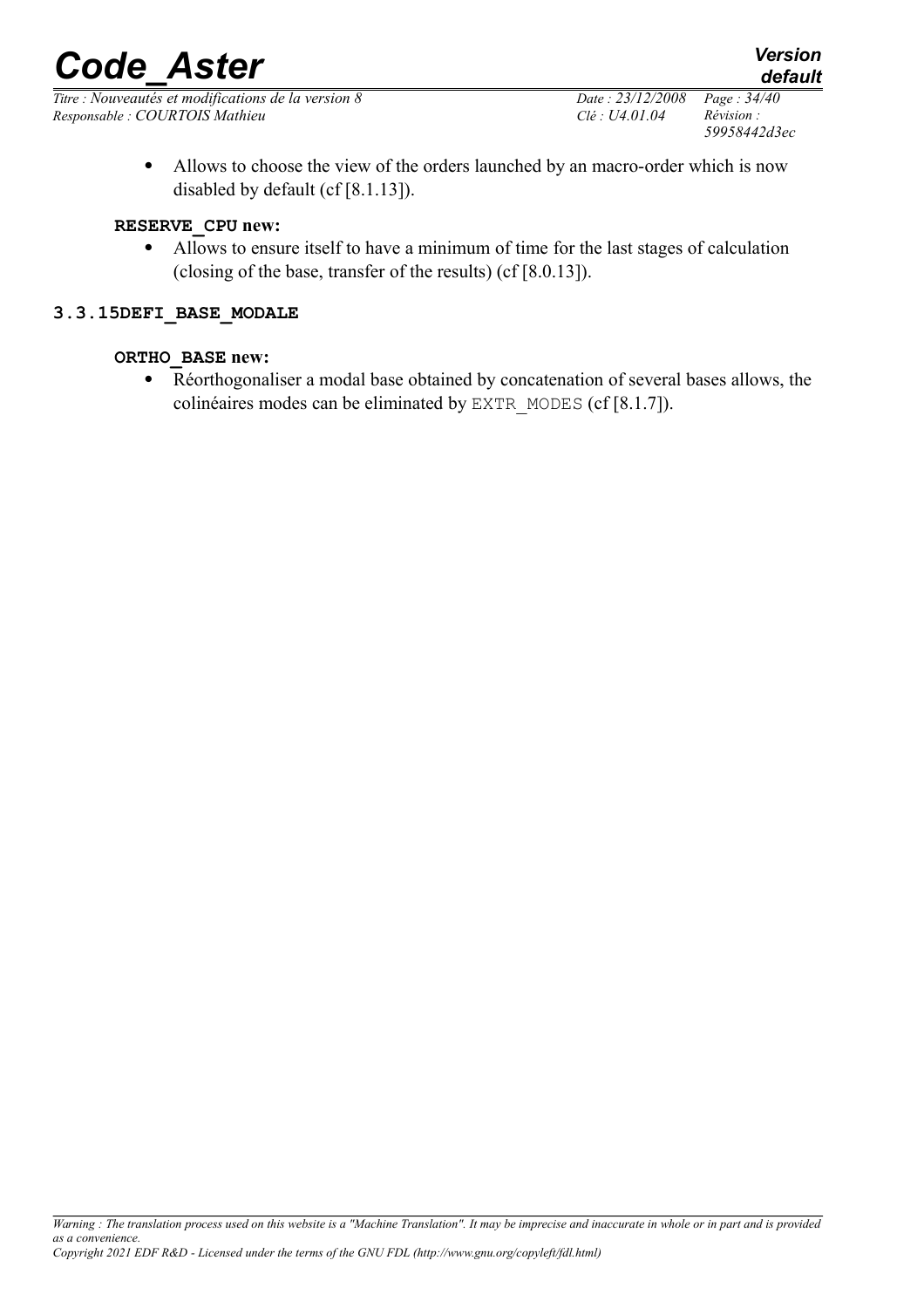- Allows to choose the view of the orders launched by an macro-order which is now disabled by default (cf [8.1.13]).

**RESERVE_CPU new:**

- Allows to ensure itself to have a minimum of time for the last stages of calculation (closing of the base, transfer of the results) (cf [8.0.13]).

### 3.3.15 DEFI_BASE_MODALE

**ORTHO_BASE new:**

- Réorthogonaliser a modal base obtained by concatenation of several bases allows, the colinéaires modes can be eliminated by EXTR_MODES (cf [8.1.7]).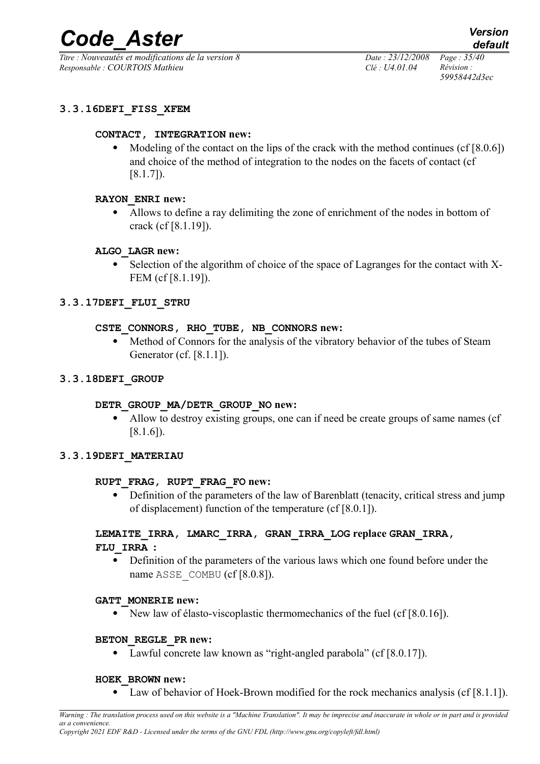### 3.3.16 DEFI_FISS_XFEM

**CONTACT, INTEGRATION new:**

- Modeling of the contact on the lips of the crack with the method continues (cf [8.0.6]) and choice of the method of integration to the nodes on the facets of contact (cf [8.1.7]).

**RAYON_ENRI new:**

- Allows to define a ray delimiting the zone of enrichment of the nodes in bottom of crack (cf [8.1.19]).

**ALGO_LAGR new:**

- Selection of the algorithm of choice of the space of Lagranges for the contact with X-FEM (cf [8.1.19]).

### 3.3.17 DEFI_FLUI_STRU

**CSTE_CONNORS, RHO_TUBE, NB_CONNORS new:**

- Method of Connors for the analysis of the vibratory behavior of the tubes of Steam Generator (cf. [8.1.1]).

### 3.3.18 DEFI_GROUP

**DETR_GROUP_MA/DETR_GROUP_NO new:**

- Allow to destroy existing groups, one can if need be create groups of same names (cf [8.1.6]).

### 3.3.19 DEFI_MATERIAU

**RUPT_FRAG, RUPT_FRAG_FO new:**

- Definition of the parameters of the law of Barenblatt (tenacity, critical stress and jump of displacement) function of the temperature (cf [8.0.1]).

**LEMAITE_IRRA, LMARC_IRRA, GRAN_IRRA_LOG replace GRAN_IRRA, FLU_IRRA :**

- Definition of the parameters of the various laws which one found before under the name ASSE_COMBU (cf [8.0.8]).

**GATT_MONERIE new:**

- New law of élasto-viscoplastic thermomechanics of the fuel (cf [8.0.16]).

**BETON_REGLE_PR new:**

- Lawful concrete law known as “right-angled parabola” (cf [8.0.17]).

**HOEK_BROWN new:**

- Law of behavior of Hoek-Brown modified for the rock mechanics analysis (cf [8.1.1]).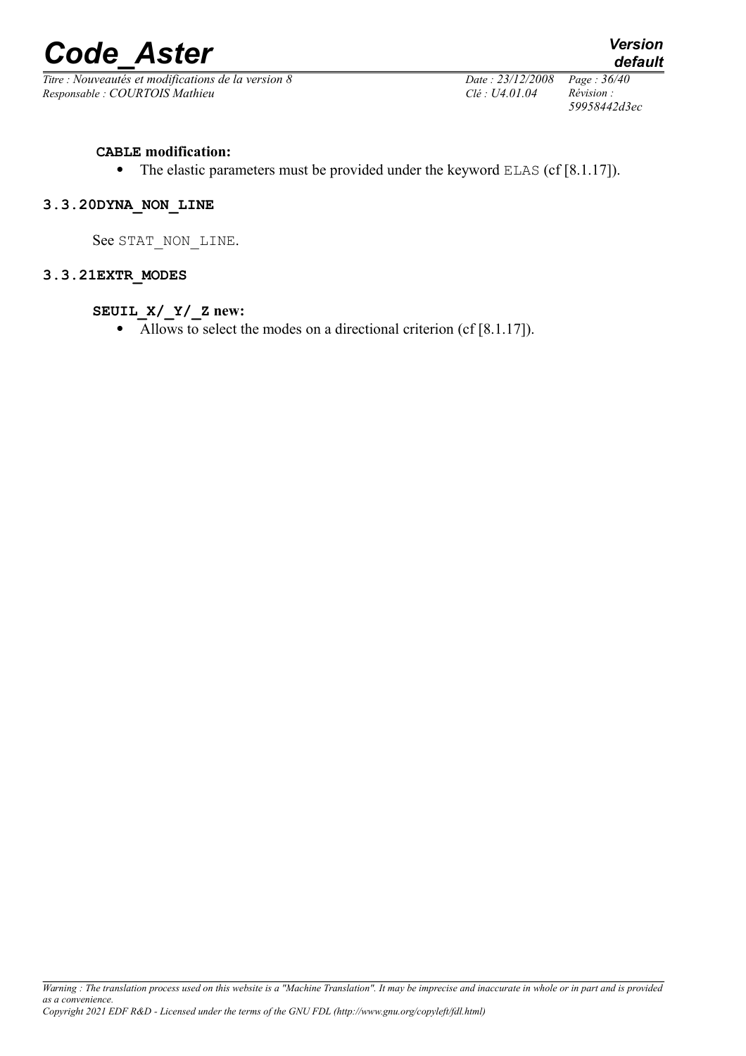**CABLE modification:**

- The elastic parameters must be provided under the keyword ELAS (cf [8.1.17]).

### 3.3.20 DYNA_NON_LINE

See STAT_NON_LINE.

### 3.3.21 EXTR_MODES

**SEUIL_X/_Y/_Z new:**

- Allows to select the modes on a directional criterion (cf [8.1.17]).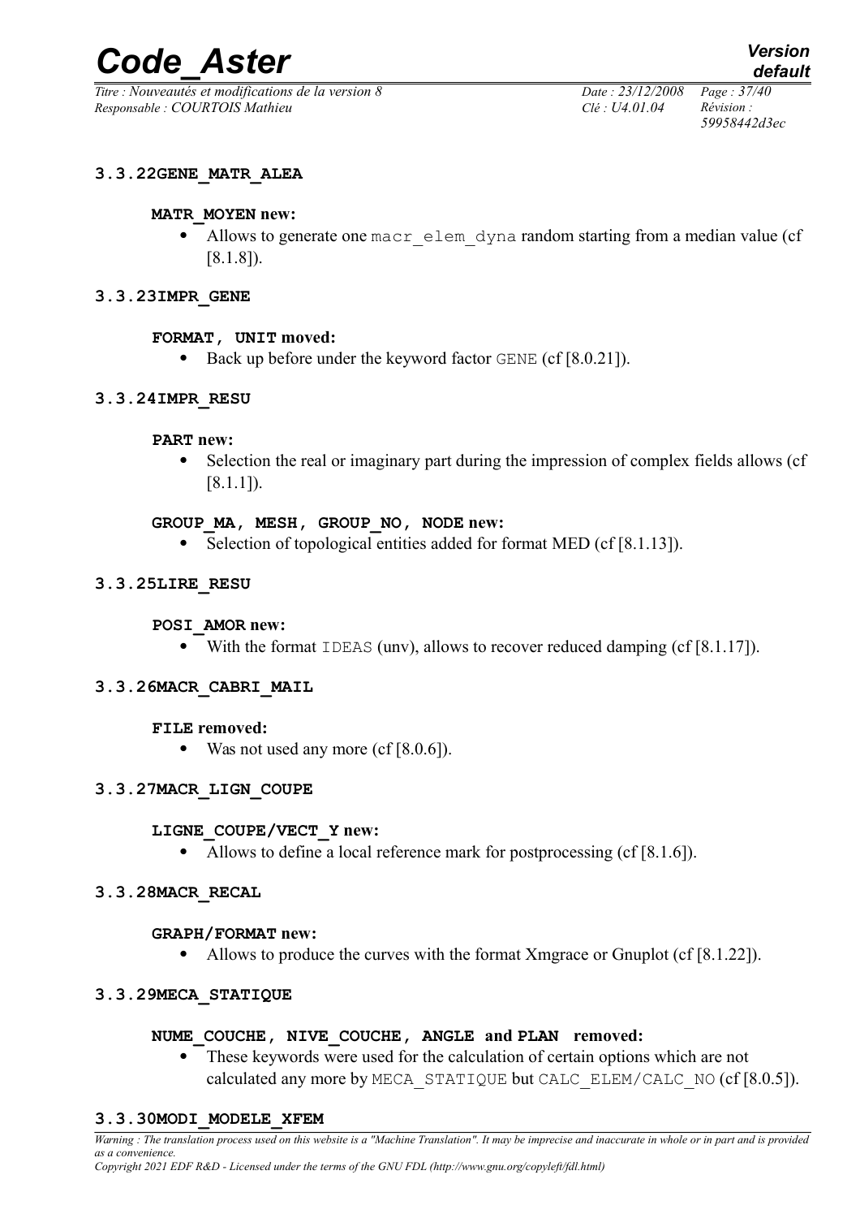#### 3.3.22 GENE_MATR_ALEA

**MATR_MOYEN new:**

- Allows to generate one macr_elem_dyna random starting from a median value (cf [8.1.8]).

#### 3.3.23 IMPR_GENE

**FORMAT, UNIT moved:**

- Back up before under the keyword factor GENE (cf [8.0.21]).

#### 3.3.24 IMPR_RESU

**PART new:**

- Selection the real or imaginary part during the impression of complex fields allows (cf [8.1.1]).

**GROUP_MA, MESH, GROUP_NO, NODE new:**

- Selection of topological entities added for format MED (cf [8.1.13]).

#### 3.3.25 LIRE_RESU

**POSI_AMOR new:**

- With the format IDEAS (unv), allows to recover reduced damping (cf [8.1.17]).

#### 3.3.26 MACR_CABRI_MAIL

**FILE removed:**

- Was not used any more (cf [8.0.6]).

#### 3.3.27 MACR_LIGN_COUPE

**LIGNE_COUPE/VECT_Y new:**

- Allows to define a local reference mark for postprocessing (cf [8.1.6]).

#### 3.3.28 MACR_RECAL

**GRAPH/FORMAT new:**

- Allows to produce the curves with the format Xmgrace or Gnuplot (cf [8.1.22]).

#### 3.3.29 MECA_STATIQUE

**NUME_COUCHE, NIVE_COUCHE, ANGLE and PLAN removed:**

- These keywords were used for the calculation of certain options which are not calculated any more by MECA_STATIQUE but CALC_ELEM/CALC_NO (cf [8.0.5]).

#### 3.3.30 MODI_MODELE_XFEM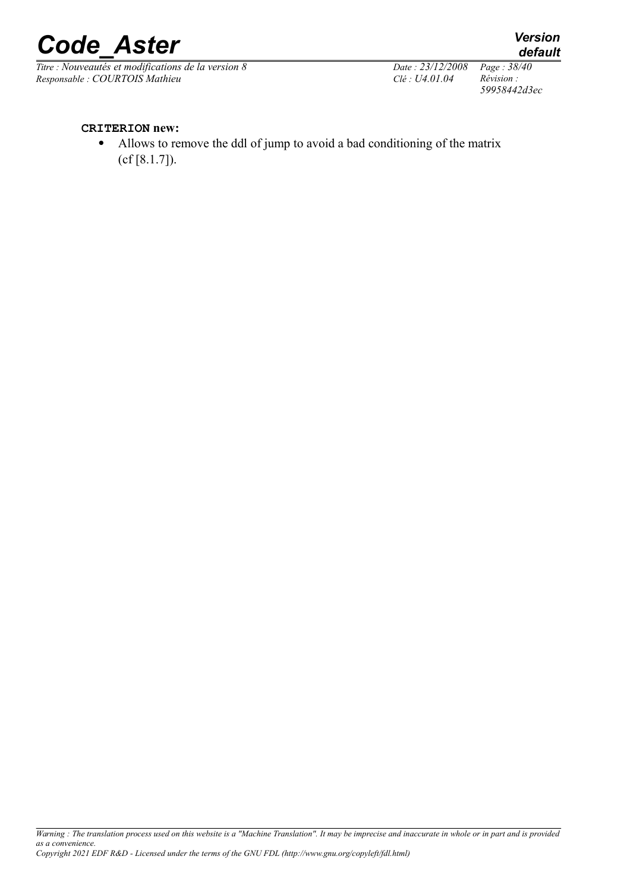**`CRITERION` new:**

- Allows to remove the ddl of jump to avoid a bad conditioning of the matrix (cf [8.1.7]).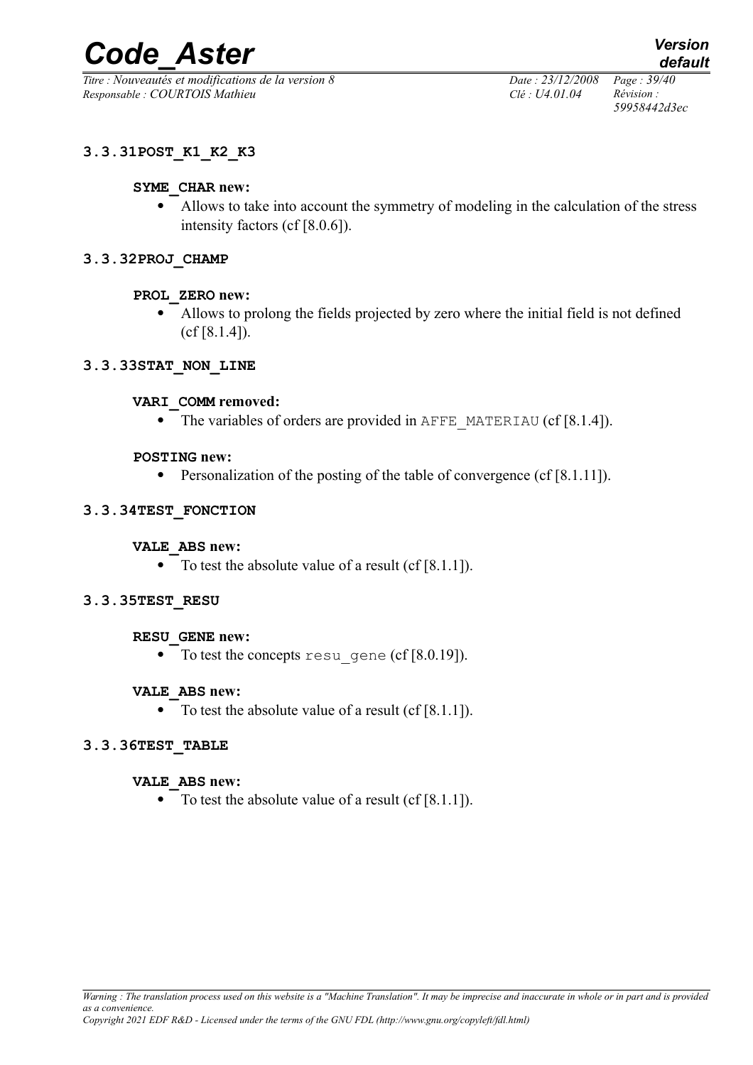### 3.3.31 POST_K1_K2_K3

**SYME_CHAR new:**

- Allows to take into account the symmetry of modeling in the calculation of the stress intensity factors (cf [8.0.6]).

### 3.3.32 PROJ_CHAMP

**PROL_ZERO new:**

- Allows to prolong the fields projected by zero where the initial field is not defined (cf [8.1.4]).

### 3.3.33 STAT_NON_LINE

**VARI_COMM removed:**

- The variables of orders are provided in AFFE_MATERIAU (cf [8.1.4]).

**POSTING new:**

- Personalization of the posting of the table of convergence (cf [8.1.11]).

### 3.3.34 TEST_FONCTION

**VALE_ABS new:**

- To test the absolute value of a result (cf [8.1.1]).

### 3.3.35 TEST_RESU

**RESU_GENE new:**

- To test the concepts resu_gene (cf [8.0.19]).

**VALE_ABS new:**

- To test the absolute value of a result (cf [8.1.1]).

### 3.3.36 TEST_TABLE

**VALE_ABS new:**

- To test the absolute value of a result (cf [8.1.1]).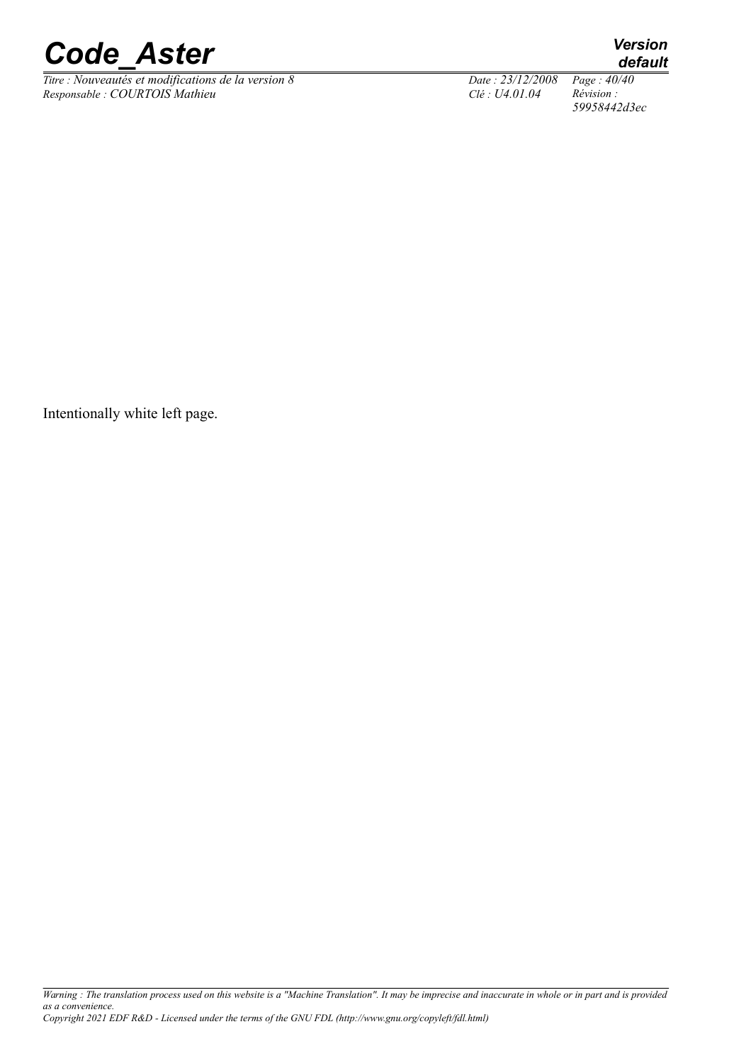Intentionally white left page.